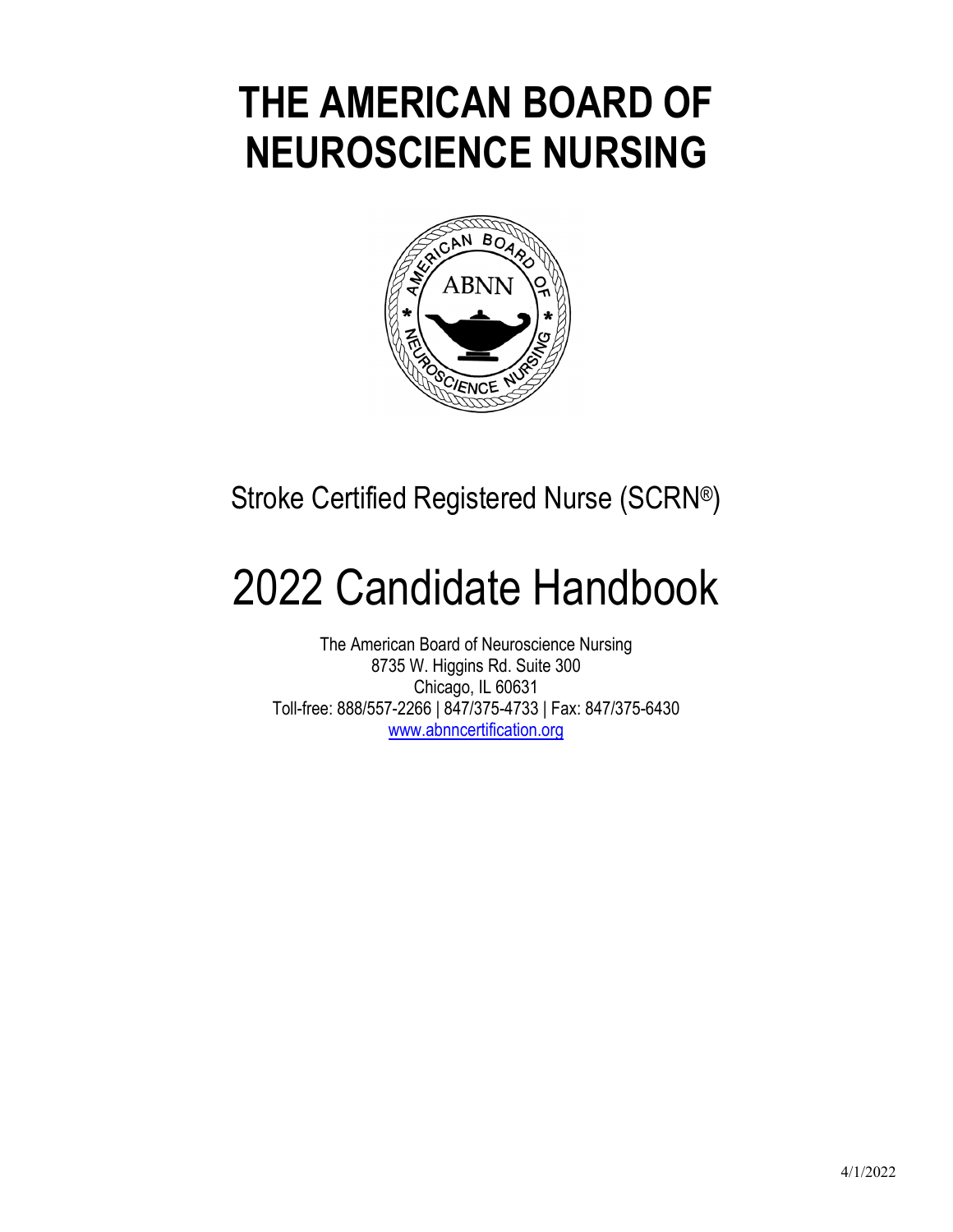# THE AMERICAN BOARD OF NEUROSCIENCE NURSING

Stroke Certified Registered Nurse (SCRN®)

# 2022 Candidate Handbook

The American Board of Neuroscience Nursing
8735 W. Higgins Rd. Suite 300
Chicago, IL 60631
Toll-free: 888/557-2266 | 847/375-4733 | Fax: 847/375-6430
www.abnncertification.org

4/1/2022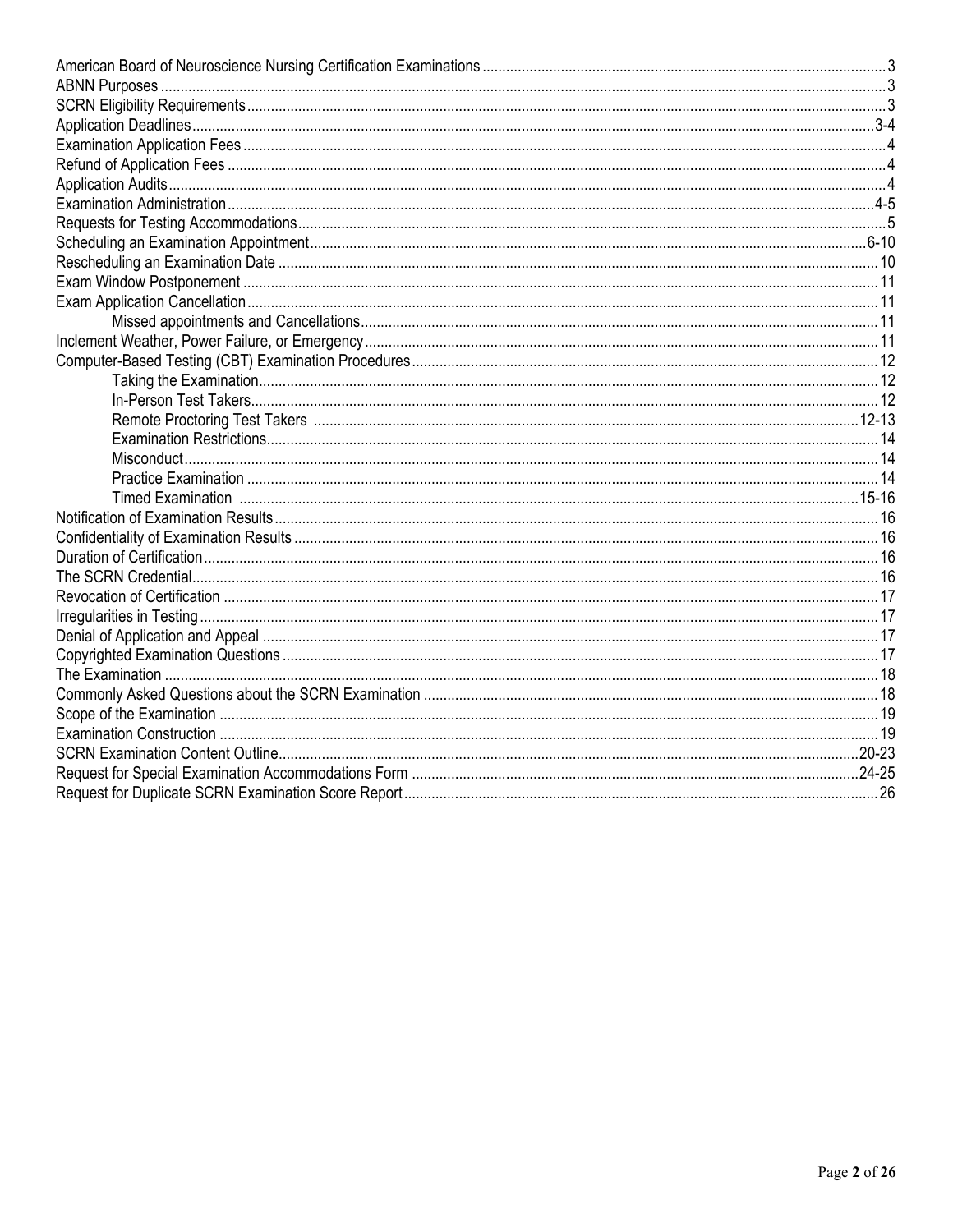| | |
|---|---|
| American Board of Neuroscience Nursing Certification Examinations | 3 |
| ABNN Purposes | 3 |
| SCRN Eligibility Requirements | 3 |
| Application Deadlines | 3-4 |
| Examination Application Fees | 4 |
| Refund of Application Fees | 4 |
| Application Audits | 4 |
| Examination Administration | 4-5 |
| Requests for Testing Accommodations | 5 |
| Scheduling an Examination Appointment | 6-10 |
| Rescheduling an Examination Date | 10 |
| Exam Window Postponement | 11 |
| Exam Application Cancellation | 11 |
| &nbsp;&nbsp;&nbsp;&nbsp;Missed appointments and Cancellations | 11 |
| Inclement Weather, Power Failure, or Emergency | 11 |
| Computer-Based Testing (CBT) Examination Procedures | 12 |
| &nbsp;&nbsp;&nbsp;&nbsp;Taking the Examination | 12 |
| &nbsp;&nbsp;&nbsp;&nbsp;In-Person Test Takers | 12 |
| &nbsp;&nbsp;&nbsp;&nbsp;Remote Proctoring Test Takers | 12-13 |
| &nbsp;&nbsp;&nbsp;&nbsp;Examination Restrictions | 14 |
| &nbsp;&nbsp;&nbsp;&nbsp;Misconduct | 14 |
| &nbsp;&nbsp;&nbsp;&nbsp;Practice Examination | 14 |
| &nbsp;&nbsp;&nbsp;&nbsp;Timed Examination | 15-16 |
| Notification of Examination Results | 16 |
| Confidentiality of Examination Results | 16 |
| Duration of Certification | 16 |
| The SCRN Credential | 16 |
| Revocation of Certification | 17 |
| Irregularities in Testing | 17 |
| Denial of Application and Appeal | 17 |
| Copyrighted Examination Questions | 17 |
| The Examination | 18 |
| Commonly Asked Questions about the SCRN Examination | 18 |
| Scope of the Examination | 19 |
| Examination Construction | 19 |
| SCRN Examination Content Outline | 20-23 |
| Request for Special Examination Accommodations Form | 24-25 |
| Request for Duplicate SCRN Examination Score Report | 26 |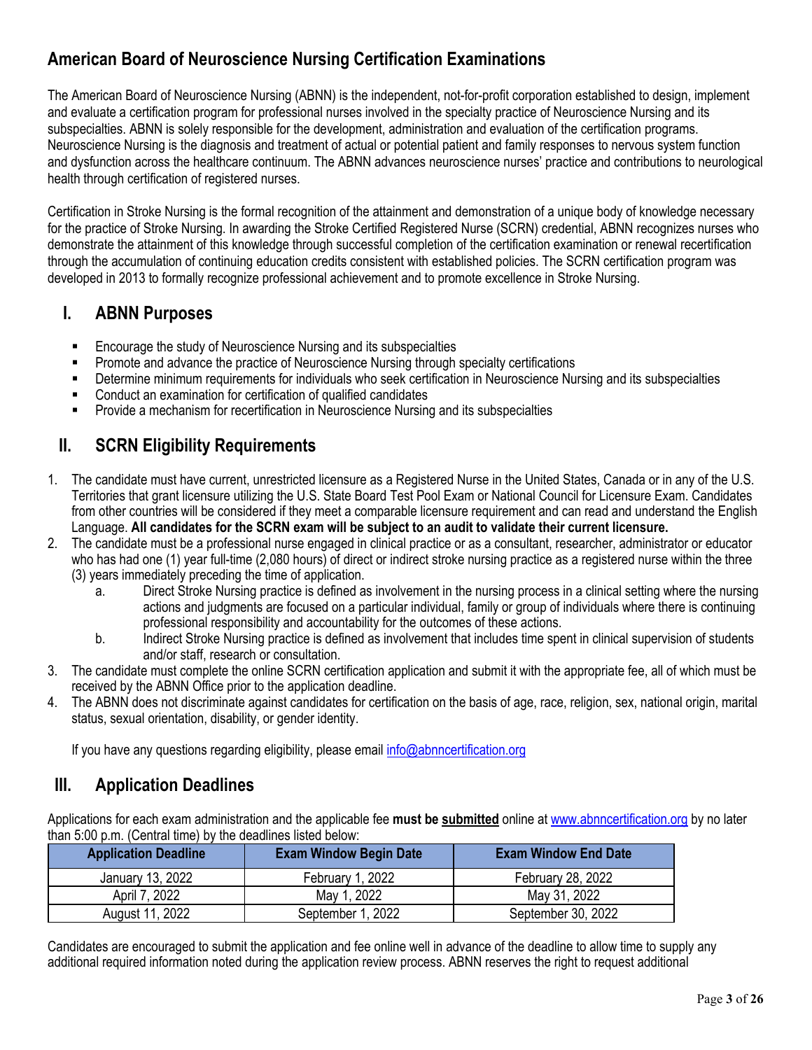# American Board of Neuroscience Nursing Certification Examinations

The American Board of Neuroscience Nursing (ABNN) is the independent, not-for-profit corporation established to design, implement and evaluate a certification program for professional nurses involved in the specialty practice of Neuroscience Nursing and its subspecialties. ABNN is solely responsible for the development, administration and evaluation of the certification programs. Neuroscience Nursing is the diagnosis and treatment of actual or potential patient and family responses to nervous system function and dysfunction across the healthcare continuum. The ABNN advances neuroscience nurses' practice and contributions to neurological health through certification of registered nurses.

Certification in Stroke Nursing is the formal recognition of the attainment and demonstration of a unique body of knowledge necessary for the practice of Stroke Nursing. In awarding the Stroke Certified Registered Nurse (SCRN) credential, ABNN recognizes nurses who demonstrate the attainment of this knowledge through successful completion of the certification examination or renewal recertification through the accumulation of continuing education credits consistent with established policies. The SCRN certification program was developed in 2013 to formally recognize professional achievement and to promote excellence in Stroke Nursing.

## I. ABNN Purposes

- Encourage the study of Neuroscience Nursing and its subspecialties
- Promote and advance the practice of Neuroscience Nursing through specialty certifications
- Determine minimum requirements for individuals who seek certification in Neuroscience Nursing and its subspecialties
- Conduct an examination for certification of qualified candidates
- Provide a mechanism for recertification in Neuroscience Nursing and its subspecialties

## II. SCRN Eligibility Requirements

1. The candidate must have current, unrestricted licensure as a Registered Nurse in the United States, Canada or in any of the U.S. Territories that grant licensure utilizing the U.S. State Board Test Pool Exam or National Council for Licensure Exam. Candidates from other countries will be considered if they meet a comparable licensure requirement and can read and understand the English Language. **All candidates for the SCRN exam will be subject to an audit to validate their current licensure.**
2. The candidate must be a professional nurse engaged in clinical practice or as a consultant, researcher, administrator or educator who has had one (1) year full-time (2,080 hours) of direct or indirect stroke nursing practice as a registered nurse within the three (3) years immediately preceding the time of application.
   a. Direct Stroke Nursing practice is defined as involvement in the nursing process in a clinical setting where the nursing actions and judgments are focused on a particular individual, family or group of individuals where there is continuing professional responsibility and accountability for the outcomes of these actions.
   b. Indirect Stroke Nursing practice is defined as involvement that includes time spent in clinical supervision of students and/or staff, research or consultation.
3. The candidate must complete the online SCRN certification application and submit it with the appropriate fee, all of which must be received by the ABNN Office prior to the application deadline.
4. The ABNN does not discriminate against candidates for certification on the basis of age, race, religion, sex, national origin, marital status, sexual orientation, disability, or gender identity.

   If you have any questions regarding eligibility, please email info@abnncertification.org

## III. Application Deadlines

Applications for each exam administration and the applicable fee **must be <u>submitted</u>** online at www.abnncertification.org by no later than 5:00 p.m. (Central time) by the deadlines listed below:

| Application Deadline | Exam Window Begin Date | Exam Window End Date |
|---|---|---|
| January 13, 2022 | February 1, 2022 | February 28, 2022 |
| April 7, 2022 | May 1, 2022 | May 31, 2022 |
| August 11, 2022 | September 1, 2022 | September 30, 2022 |

Candidates are encouraged to submit the application and fee online well in advance of the deadline to allow time to supply any additional required information noted during the application review process. ABNN reserves the right to request additional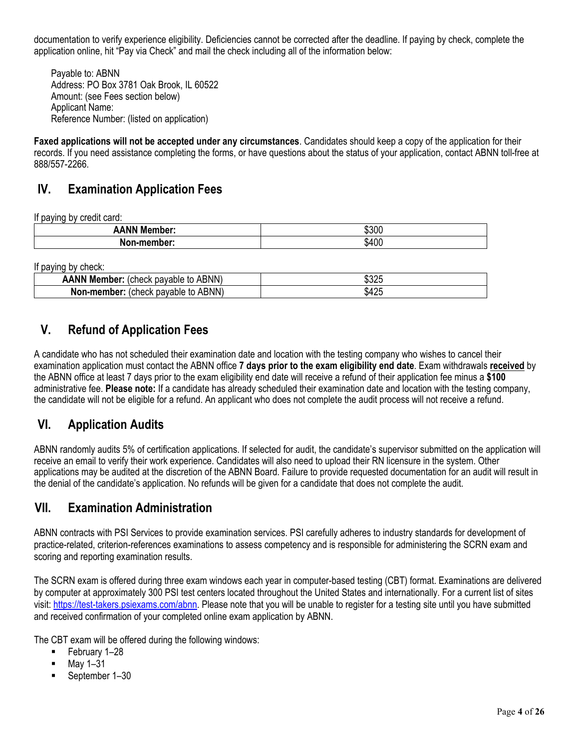documentation to verify experience eligibility. Deficiencies cannot be corrected after the deadline. If paying by check, complete the application online, hit "Pay via Check" and mail the check including all of the information below:

Payable to: ABNN
Address: PO Box 3781 Oak Brook, IL 60522
Amount: (see Fees section below)
Applicant Name:
Reference Number: (listed on application)

**Faxed applications will not be accepted under any circumstances**. Candidates should keep a copy of the application for their records. If you need assistance completing the forms, or have questions about the status of your application, contact ABNN toll-free at 888/557-2266.

## IV. Examination Application Fees

If paying by credit card:

| **AANN Member:** | $300 |
|---|---|
| **Non-member:** | $400 |

If paying by check:

| **AANN Member:** (check payable to ABNN) | $325 |
|---|---|
| **Non-member:** (check payable to ABNN) | $425 |

## V. Refund of Application Fees

A candidate who has not scheduled their examination date and location with the testing company who wishes to cancel their examination application must contact the ABNN office **7 days prior to the exam eligibility end date**. Exam withdrawals **received** by the ABNN office at least 7 days prior to the exam eligibility end date will receive a refund of their application fee minus a **$100** administrative fee. **Please note:** If a candidate has already scheduled their examination date and location with the testing company, the candidate will not be eligible for a refund. An applicant who does not complete the audit process will not receive a refund.

## VI. Application Audits

ABNN randomly audits 5% of certification applications. If selected for audit, the candidate's supervisor submitted on the application will receive an email to verify their work experience. Candidates will also need to upload their RN licensure in the system. Other applications may be audited at the discretion of the ABNN Board. Failure to provide requested documentation for an audit will result in the denial of the candidate's application. No refunds will be given for a candidate that does not complete the audit.

## VII. Examination Administration

ABNN contracts with PSI Services to provide examination services. PSI carefully adheres to industry standards for development of practice-related, criterion-references examinations to assess competency and is responsible for administering the SCRN exam and scoring and reporting examination results.

The SCRN exam is offered during three exam windows each year in computer-based testing (CBT) format. Examinations are delivered by computer at approximately 300 PSI test centers located throughout the United States and internationally. For a current list of sites visit: https://test-takers.psiexams.com/abnn. Please note that you will be unable to register for a testing site until you have submitted and received confirmation of your completed online exam application by ABNN.

The CBT exam will be offered during the following windows:

- February 1–28
- May 1–31
- September 1–30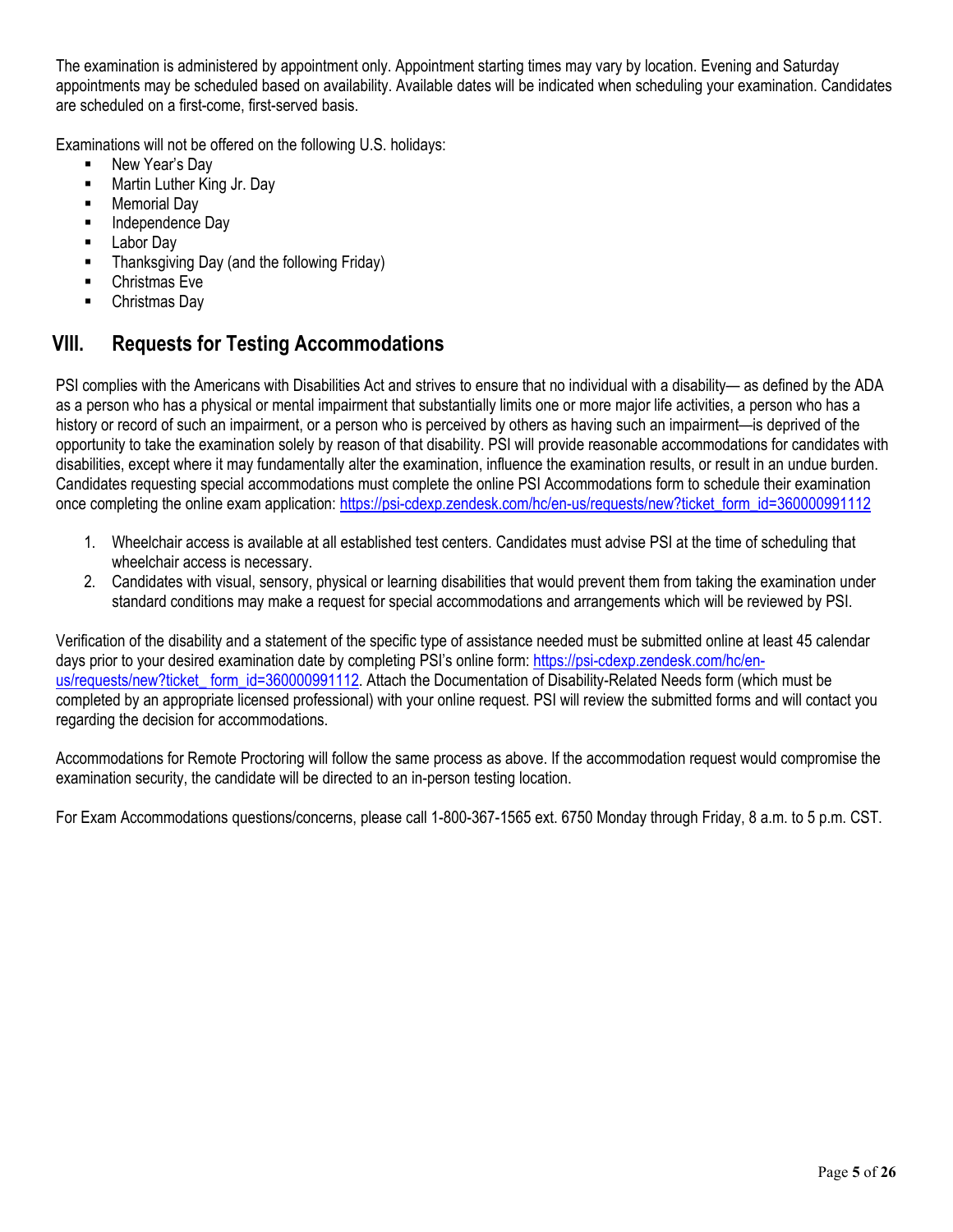The examination is administered by appointment only. Appointment starting times may vary by location. Evening and Saturday appointments may be scheduled based on availability. Available dates will be indicated when scheduling your examination. Candidates are scheduled on a first-come, first-served basis.

Examinations will not be offered on the following U.S. holidays:

- New Year's Day
- Martin Luther King Jr. Day
- Memorial Day
- Independence Day
- Labor Day
- Thanksgiving Day (and the following Friday)
- Christmas Eve
- Christmas Day

## VIII. Requests for Testing Accommodations

PSI complies with the Americans with Disabilities Act and strives to ensure that no individual with a disability— as defined by the ADA as a person who has a physical or mental impairment that substantially limits one or more major life activities, a person who has a history or record of such an impairment, or a person who is perceived by others as having such an impairment—is deprived of the opportunity to take the examination solely by reason of that disability. PSI will provide reasonable accommodations for candidates with disabilities, except where it may fundamentally alter the examination, influence the examination results, or result in an undue burden. Candidates requesting special accommodations must complete the online PSI Accommodations form to schedule their examination once completing the online exam application: https://psi-cdexp.zendesk.com/hc/en-us/requests/new?ticket_form_id=360000991112

1. Wheelchair access is available at all established test centers. Candidates must advise PSI at the time of scheduling that wheelchair access is necessary.
2. Candidates with visual, sensory, physical or learning disabilities that would prevent them from taking the examination under standard conditions may make a request for special accommodations and arrangements which will be reviewed by PSI.

Verification of the disability and a statement of the specific type of assistance needed must be submitted online at least 45 calendar days prior to your desired examination date by completing PSI's online form: https://psi-cdexp.zendesk.com/hc/en-us/requests/new?ticket_ form_id=360000991112. Attach the Documentation of Disability-Related Needs form (which must be completed by an appropriate licensed professional) with your online request. PSI will review the submitted forms and will contact you regarding the decision for accommodations.

Accommodations for Remote Proctoring will follow the same process as above. If the accommodation request would compromise the examination security, the candidate will be directed to an in-person testing location.

For Exam Accommodations questions/concerns, please call 1-800-367-1565 ext. 6750 Monday through Friday, 8 a.m. to 5 p.m. CST.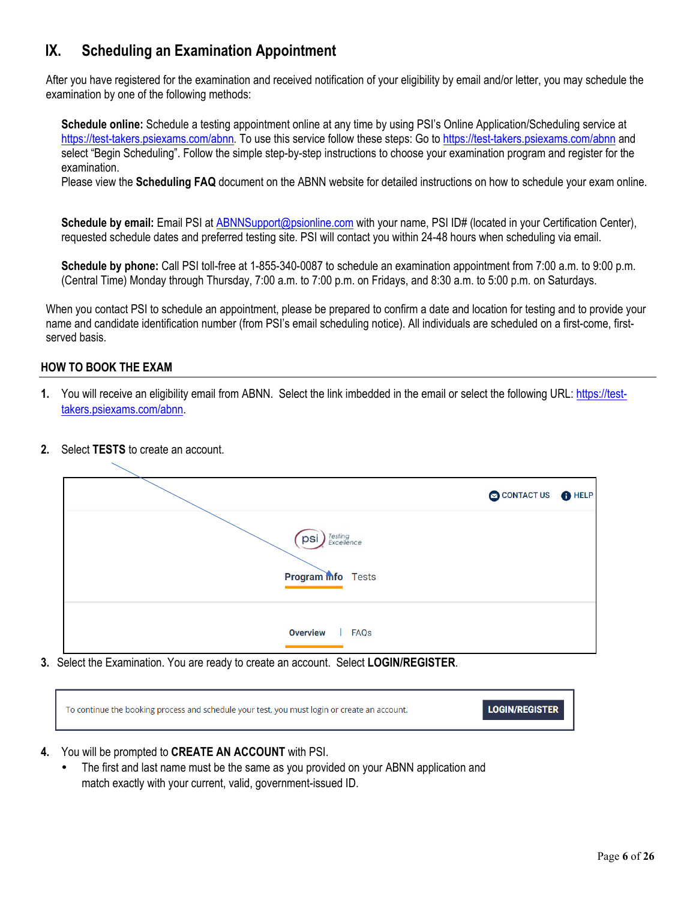## IX. Scheduling an Examination Appointment

After you have registered for the examination and received notification of your eligibility by email and/or letter, you may schedule the examination by one of the following methods:

**Schedule online:** Schedule a testing appointment online at any time by using PSI's Online Application/Scheduling service at https://test-takers.psiexams.com/abnn. To use this service follow these steps: Go to https://test-takers.psiexams.com/abnn and select "Begin Scheduling". Follow the simple step-by-step instructions to choose your examination program and register for the examination.
Please view the **Scheduling FAQ** document on the ABNN website for detailed instructions on how to schedule your exam online.

**Schedule by email:** Email PSI at ABNNSupport@psionline.com with your name, PSI ID# (located in your Certification Center), requested schedule dates and preferred testing site. PSI will contact you within 24-48 hours when scheduling via email.

**Schedule by phone:** Call PSI toll-free at 1-855-340-0087 to schedule an examination appointment from 7:00 a.m. to 9:00 p.m. (Central Time) Monday through Thursday, 7:00 a.m. to 7:00 p.m. on Fridays, and 8:30 a.m. to 5:00 p.m. on Saturdays.

When you contact PSI to schedule an appointment, please be prepared to confirm a date and location for testing and to provide your name and candidate identification number (from PSI's email scheduling notice). All individuals are scheduled on a first-come, first-served basis.

### HOW TO BOOK THE EXAM

1. You will receive an eligibility email from ABNN. Select the link imbedded in the email or select the following URL: https://test-takers.psiexams.com/abnn.

2. Select **TESTS** to create an account.

CONTACT US HELP

psi Testing Excellence

Program Info Tests

Overview | FAQs

3. Select the Examination. You are ready to create an account. Select **LOGIN/REGISTER**.

To continue the booking process and schedule your test, you must login or create an account. **LOGIN/REGISTER**

4. You will be prompted to **CREATE AN ACCOUNT** with PSI.
   - The first and last name must be the same as you provided on your ABNN application and match exactly with your current, valid, government-issued ID.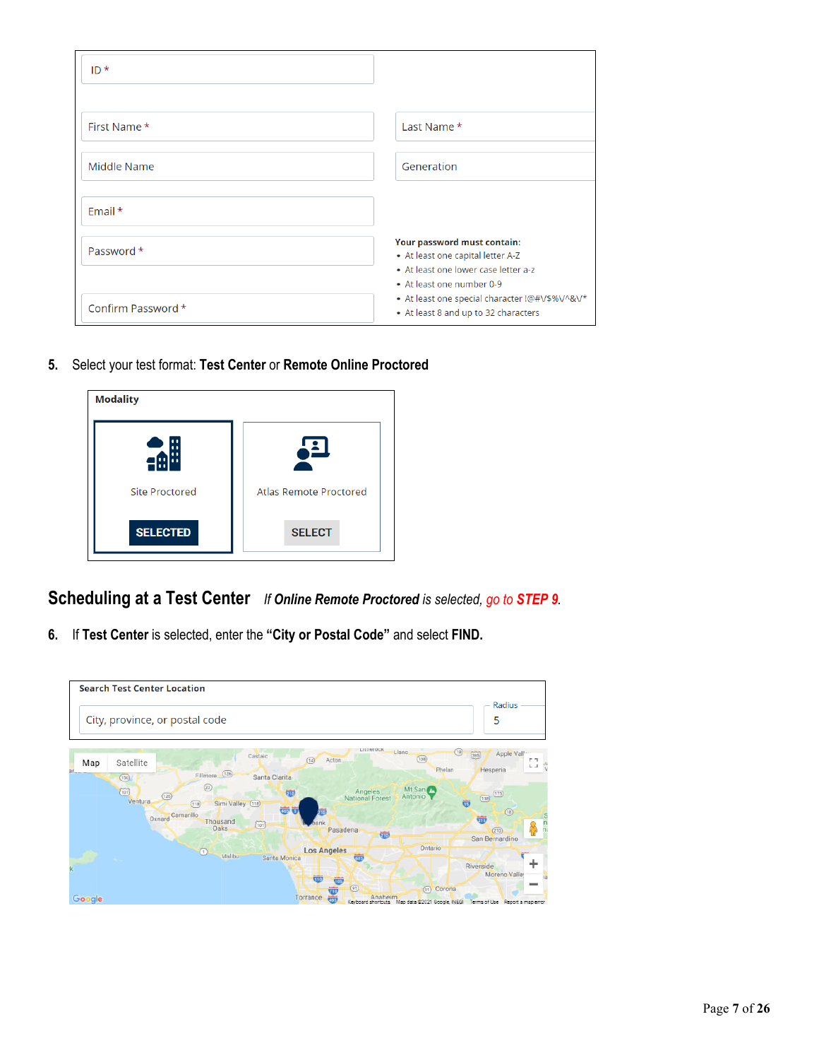ID *

First Name *

Last Name *

Middle Name

Generation

Email *

Password *

Confirm Password *

**Your password must contain:**

- At least one capital letter A-Z
- At least one lower case letter a-z
- At least one number 0-9
- At least one special character !@#\/$%\/^&\/*
- At least 8 and up to 32 characters

5. Select your test format: **Test Center** or **Remote Online Proctored**

**Modality**

Site Proctored — SELECTED

Atlas Remote Proctored — SELECT

## Scheduling at a Test Center *If **Online Remote Proctored** is selected, go to **STEP 9**.*

6. If **Test Center** is selected, enter the **"City or Postal Code"** and select **FIND.**

**Search Test Center Location**

City, province, or postal code

Radius 5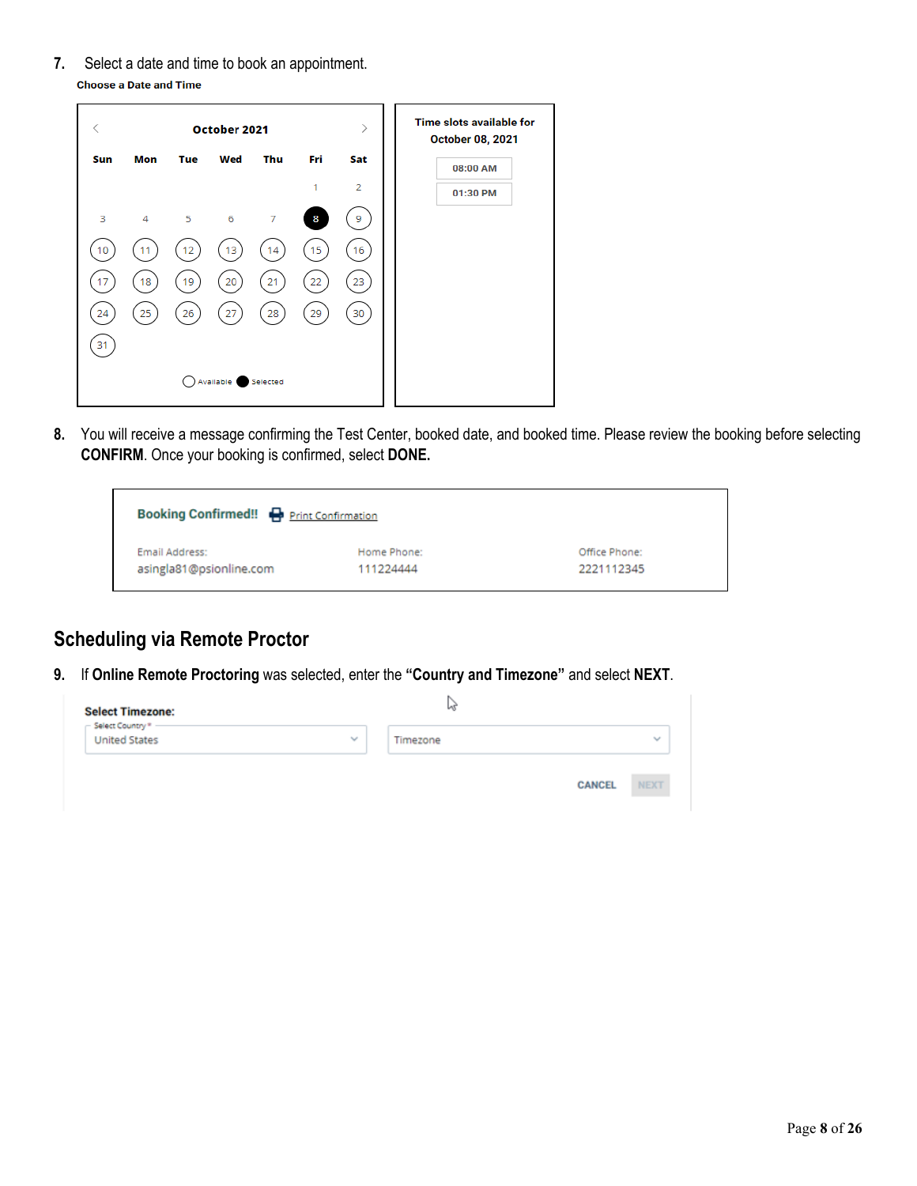7. Select a date and time to book an appointment.

**Choose a Date and Time**

**October 2021**

| Sun | Mon | Tue | Wed | Thu | Fri | Sat |
|---|---|---|---|---|---|---|
| | | | | | 1 | 2 |
| 3 | 4 | 5 | 6 | 7 | 8 | 9 |
| 10 | 11 | 12 | 13 | 14 | 15 | 16 |
| 17 | 18 | 19 | 20 | 21 | 22 | 23 |
| 24 | 25 | 26 | 27 | 28 | 29 | 30 |
| 31 | | | | | | |

Available Selected

**Time slots available for October 08, 2021**

08:00 AM

01:30 PM

8. You will receive a message confirming the Test Center, booked date, and booked time. Please review the booking before selecting **CONFIRM**. Once your booking is confirmed, select **DONE.**

**Booking Confirmed!!** Print Confirmation

| Email Address: | Home Phone: | Office Phone: |
|---|---|---|
| asingla81@psionline.com | 111224444 | 2221112345 |

## Scheduling via Remote Proctor

9. If **Online Remote Proctoring** was selected, enter the **"Country and Timezone"** and select **NEXT**.

**Select Timezone:**

Select Country *

United States

Timezone

CANCEL NEXT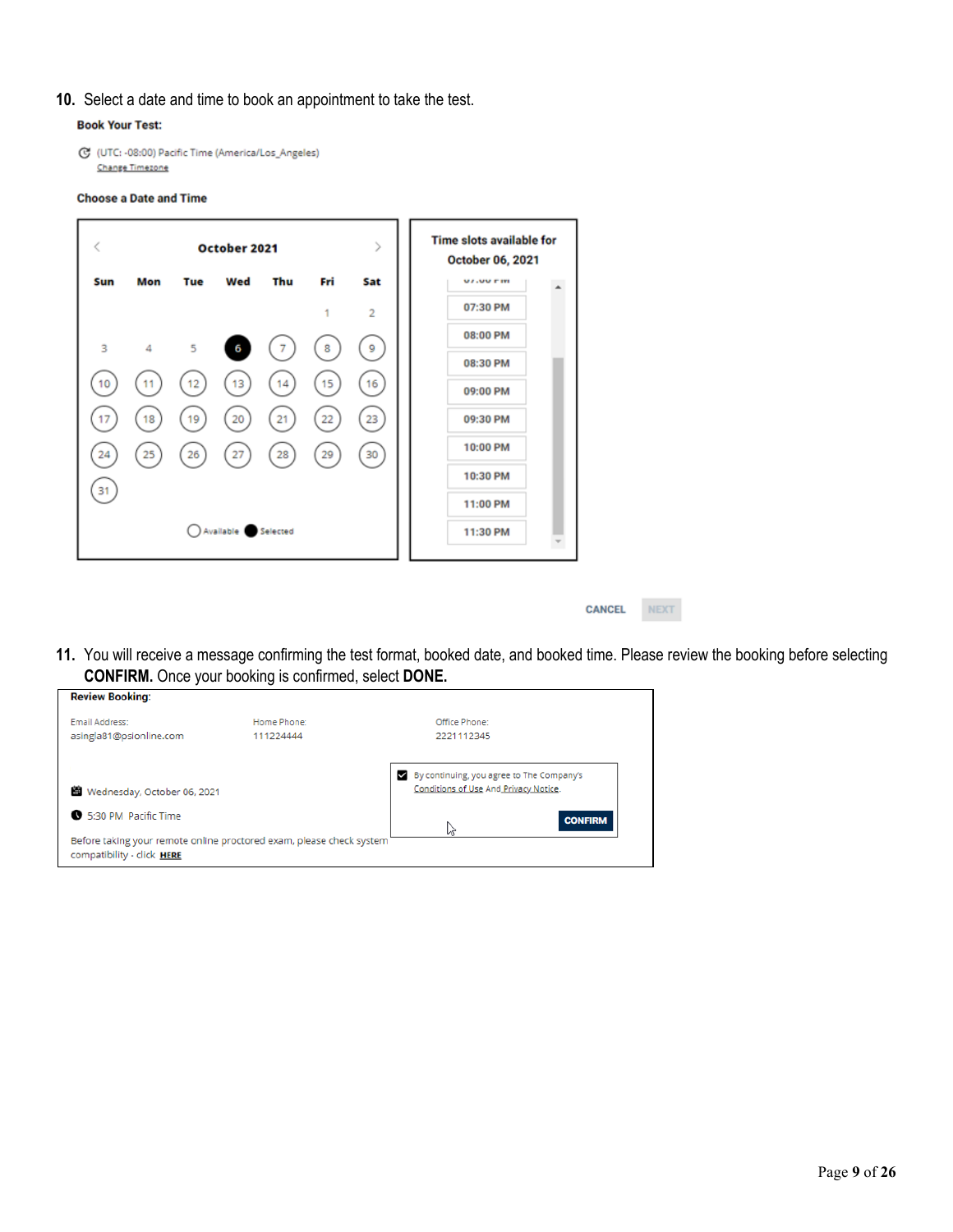10. Select a date and time to book an appointment to take the test.

**Book Your Test:**

(UTC: -08:00) Pacific Time (America/Los_Angeles)
Change Timezone

**Choose a Date and Time**

**October 2021**

| Sun | Mon | Tue | Wed | Thu | Fri | Sat |
|---|---|---|---|---|---|---|
| | | | | | 1 | 2 |
| 3 | 4 | 5 | 6 | 7 | 8 | 9 |
| 10 | 11 | 12 | 13 | 14 | 15 | 16 |
| 17 | 18 | 19 | 20 | 21 | 22 | 23 |
| 24 | 25 | 26 | 27 | 28 | 29 | 30 |
| 31 | | | | | | |

Available Selected

**Time slots available for October 06, 2021**

07:30 PM
08:00 PM
08:30 PM
09:00 PM
09:30 PM
10:00 PM
10:30 PM
11:00 PM
11:30 PM

CANCEL NEXT

11. You will receive a message confirming the test format, booked date, and booked time. Please review the booking before selecting **CONFIRM.** Once your booking is confirmed, select **DONE.**

**Review Booking:**

Email Address: asingla81@psionline.com
Home Phone: 111224444
Office Phone: 2221112345

Wednesday, October 06, 2021

5:30 PM Pacific Time

By continuing, you agree to The Company's Conditions of Use And Privacy Notice.

CONFIRM

Before taking your remote online proctored exam, please check system compatibility - click HERE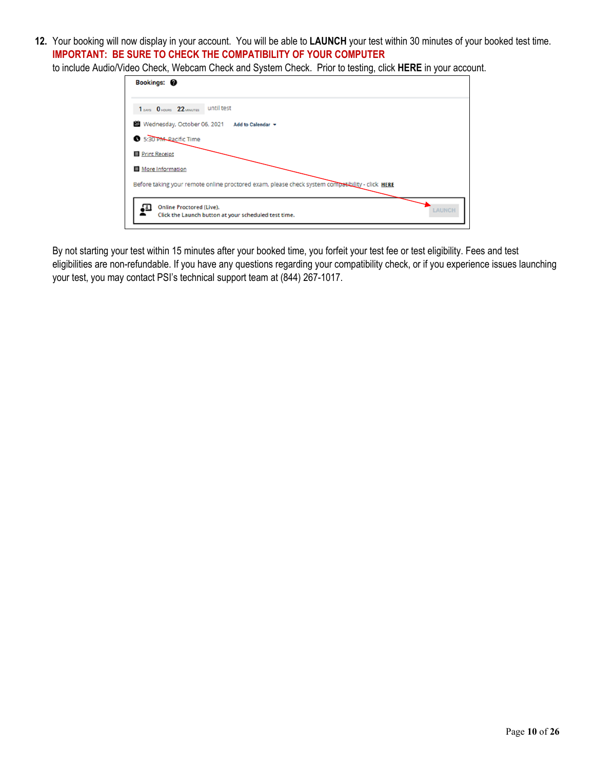12. Your booking will now display in your account. You will be able to **LAUNCH** your test within 30 minutes of your booked test time. **IMPORTANT: BE SURE TO CHECK THE COMPATIBILITY OF YOUR COMPUTER** to include Audio/Video Check, Webcam Check and System Check. Prior to testing, click **HERE** in your account.

By not starting your test within 15 minutes after your booked time, you forfeit your test fee or test eligibility. Fees and test eligibilities are non-refundable. If you have any questions regarding your compatibility check, or if you experience issues launching your test, you may contact PSI's technical support team at (844) 267-1017.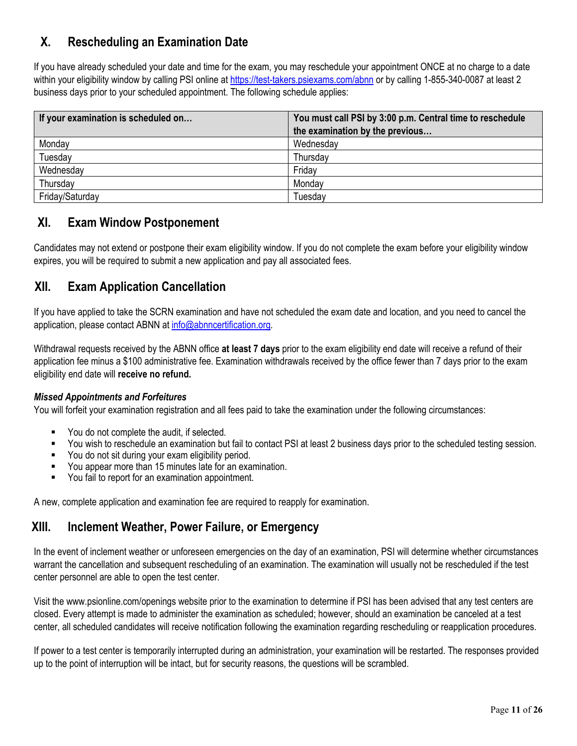## X. Rescheduling an Examination Date

If you have already scheduled your date and time for the exam, you may reschedule your appointment ONCE at no charge to a date within your eligibility window by calling PSI online at [https://test-takers.psiexams.com/abnn](https://test-takers.psiexams.com/abnn) or by calling 1-855-340-0087 at least 2 business days prior to your scheduled appointment. The following schedule applies:

| If your examination is scheduled on… | You must call PSI by 3:00 p.m. Central time to reschedule the examination by the previous… |
|---|---|
| Monday | Wednesday |
| Tuesday | Thursday |
| Wednesday | Friday |
| Thursday | Monday |
| Friday/Saturday | Tuesday |

## XI. Exam Window Postponement

Candidates may not extend or postpone their exam eligibility window. If you do not complete the exam before your eligibility window expires, you will be required to submit a new application and pay all associated fees.

## XII. Exam Application Cancellation

If you have applied to take the SCRN examination and have not scheduled the exam date and location, and you need to cancel the application, please contact ABNN at [info@abnncertification.org](mailto:info@abnncertification.org).

Withdrawal requests received by the ABNN office **at least 7 days** prior to the exam eligibility end date will receive a refund of their application fee minus a $100 administrative fee. Examination withdrawals received by the office fewer than 7 days prior to the exam eligibility end date will **receive no refund.**

***Missed Appointments and Forfeitures***

You will forfeit your examination registration and all fees paid to take the examination under the following circumstances:

- You do not complete the audit, if selected.
- You wish to reschedule an examination but fail to contact PSI at least 2 business days prior to the scheduled testing session.
- You do not sit during your exam eligibility period.
- You appear more than 15 minutes late for an examination.
- You fail to report for an examination appointment.

A new, complete application and examination fee are required to reapply for examination.

## XIII. Inclement Weather, Power Failure, or Emergency

In the event of inclement weather or unforeseen emergencies on the day of an examination, PSI will determine whether circumstances warrant the cancellation and subsequent rescheduling of an examination. The examination will usually not be rescheduled if the test center personnel are able to open the test center.

Visit the www.psionline.com/openings website prior to the examination to determine if PSI has been advised that any test centers are closed. Every attempt is made to administer the examination as scheduled; however, should an examination be canceled at a test center, all scheduled candidates will receive notification following the examination regarding rescheduling or reapplication procedures.

If power to a test center is temporarily interrupted during an administration, your examination will be restarted. The responses provided up to the point of interruption will be intact, but for security reasons, the questions will be scrambled.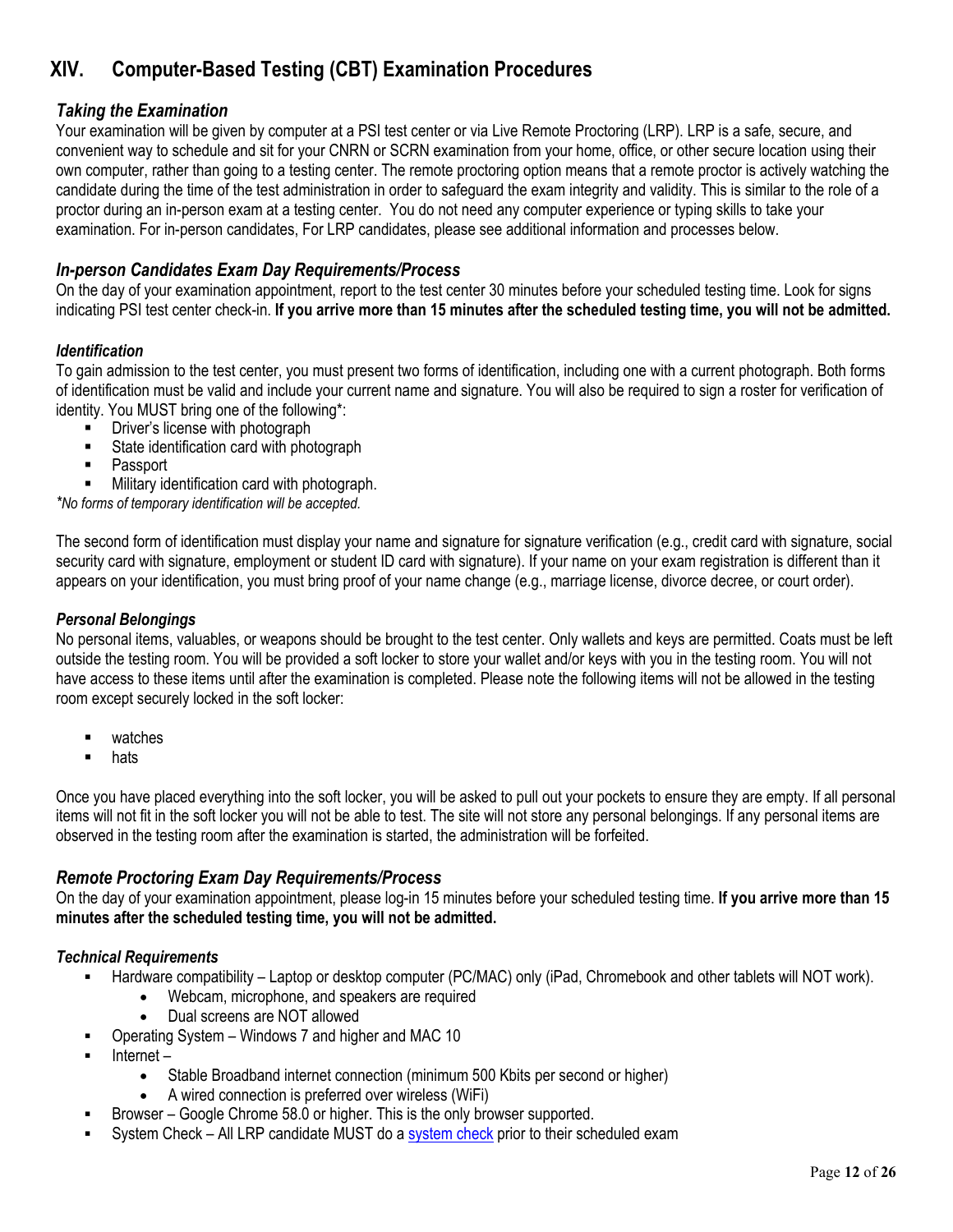## XIV. Computer-Based Testing (CBT) Examination Procedures

### *Taking the Examination*

Your examination will be given by computer at a PSI test center or via Live Remote Proctoring (LRP). LRP is a safe, secure, and convenient way to schedule and sit for your CNRN or SCRN examination from your home, office, or other secure location using their own computer, rather than going to a testing center. The remote proctoring option means that a remote proctor is actively watching the candidate during the time of the test administration in order to safeguard the exam integrity and validity. This is similar to the role of a proctor during an in-person exam at a testing center. You do not need any computer experience or typing skills to take your examination. For in-person candidates, For LRP candidates, please see additional information and processes below.

### *In-person Candidates Exam Day Requirements/Process*

On the day of your examination appointment, report to the test center 30 minutes before your scheduled testing time. Look for signs indicating PSI test center check-in. **If you arrive more than 15 minutes after the scheduled testing time, you will not be admitted.**

#### *Identification*

To gain admission to the test center, you must present two forms of identification, including one with a current photograph. Both forms of identification must be valid and include your current name and signature. You will also be required to sign a roster for verification of identity. You MUST bring one of the following*:

- Driver's license with photograph
- State identification card with photograph
- Passport
- Military identification card with photograph.

*\*No forms of temporary identification will be accepted.*

The second form of identification must display your name and signature for signature verification (e.g., credit card with signature, social security card with signature, employment or student ID card with signature). If your name on your exam registration is different than it appears on your identification, you must bring proof of your name change (e.g., marriage license, divorce decree, or court order).

#### *Personal Belongings*

No personal items, valuables, or weapons should be brought to the test center. Only wallets and keys are permitted. Coats must be left outside the testing room. You will be provided a soft locker to store your wallet and/or keys with you in the testing room. You will not have access to these items until after the examination is completed. Please note the following items will not be allowed in the testing room except securely locked in the soft locker:

- watches
- hats

Once you have placed everything into the soft locker, you will be asked to pull out your pockets to ensure they are empty. If all personal items will not fit in the soft locker you will not be able to test. The site will not store any personal belongings. If any personal items are observed in the testing room after the examination is started, the administration will be forfeited.

### *Remote Proctoring Exam Day Requirements/Process*

On the day of your examination appointment, please log-in 15 minutes before your scheduled testing time. **If you arrive more than 15 minutes after the scheduled testing time, you will not be admitted.**

#### *Technical Requirements*

- Hardware compatibility – Laptop or desktop computer (PC/MAC) only (iPad, Chromebook and other tablets will NOT work).
  - Webcam, microphone, and speakers are required
  - Dual screens are NOT allowed
- Operating System – Windows 7 and higher and MAC 10
- Internet –
  - Stable Broadband internet connection (minimum 500 Kbits per second or higher)
  - A wired connection is preferred over wireless (WiFi)
- Browser – Google Chrome 58.0 or higher. This is the only browser supported.
- System Check – All LRP candidate MUST do a system check prior to their scheduled exam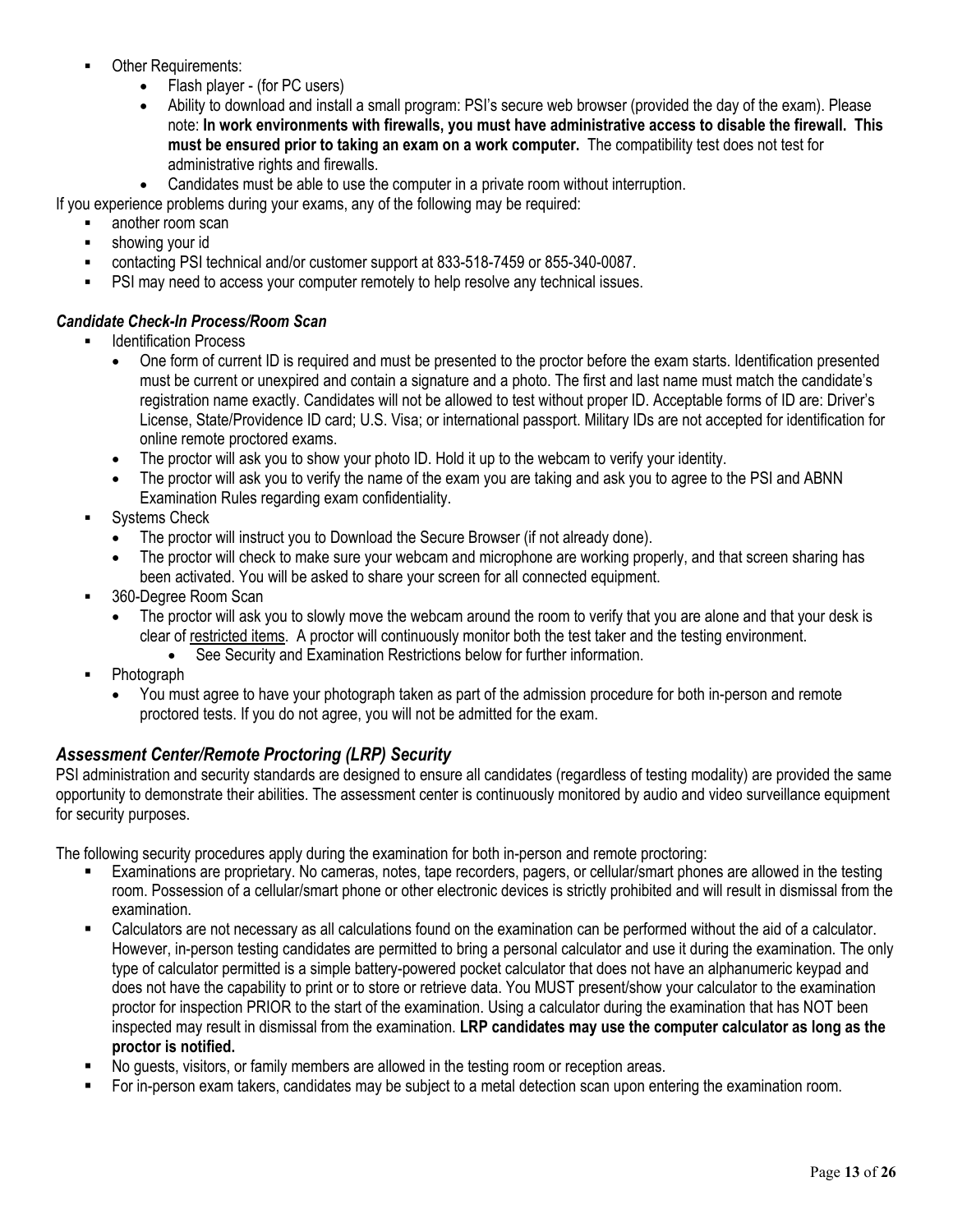- Other Requirements:
  - Flash player - (for PC users)
  - Ability to download and install a small program: PSI's secure web browser (provided the day of the exam). Please note: **In work environments with firewalls, you must have administrative access to disable the firewall. This must be ensured prior to taking an exam on a work computer.** The compatibility test does not test for administrative rights and firewalls.
  - Candidates must be able to use the computer in a private room without interruption.

If you experience problems during your exams, any of the following may be required:

- another room scan
- showing your id
- contacting PSI technical and/or customer support at 833-518-7459 or 855-340-0087.
- PSI may need to access your computer remotely to help resolve any technical issues.

***Candidate Check-In Process/Room Scan***

- Identification Process
  - One form of current ID is required and must be presented to the proctor before the exam starts. Identification presented must be current or unexpired and contain a signature and a photo. The first and last name must match the candidate's registration name exactly. Candidates will not be allowed to test without proper ID. Acceptable forms of ID are: Driver's License, State/Providence ID card; U.S. Visa; or international passport. Military IDs are not accepted for identification for online remote proctored exams.
  - The proctor will ask you to show your photo ID. Hold it up to the webcam to verify your identity.
  - The proctor will ask you to verify the name of the exam you are taking and ask you to agree to the PSI and ABNN Examination Rules regarding exam confidentiality.
- Systems Check
  - The proctor will instruct you to Download the Secure Browser (if not already done).
  - The proctor will check to make sure your webcam and microphone are working properly, and that screen sharing has been activated. You will be asked to share your screen for all connected equipment.
- 360-Degree Room Scan
  - The proctor will ask you to slowly move the webcam around the room to verify that you are alone and that your desk is clear of restricted items. A proctor will continuously monitor both the test taker and the testing environment.
    - See Security and Examination Restrictions below for further information.
- Photograph
  - You must agree to have your photograph taken as part of the admission procedure for both in-person and remote proctored tests. If you do not agree, you will not be admitted for the exam.

## *Assessment Center/Remote Proctoring (LRP) Security*

PSI administration and security standards are designed to ensure all candidates (regardless of testing modality) are provided the same opportunity to demonstrate their abilities. The assessment center is continuously monitored by audio and video surveillance equipment for security purposes.

The following security procedures apply during the examination for both in-person and remote proctoring:

- Examinations are proprietary. No cameras, notes, tape recorders, pagers, or cellular/smart phones are allowed in the testing room. Possession of a cellular/smart phone or other electronic devices is strictly prohibited and will result in dismissal from the examination.
- Calculators are not necessary as all calculations found on the examination can be performed without the aid of a calculator. However, in-person testing candidates are permitted to bring a personal calculator and use it during the examination. The only type of calculator permitted is a simple battery-powered pocket calculator that does not have an alphanumeric keypad and does not have the capability to print or to store or retrieve data. You MUST present/show your calculator to the examination proctor for inspection PRIOR to the start of the examination. Using a calculator during the examination that has NOT been inspected may result in dismissal from the examination. **LRP candidates may use the computer calculator as long as the proctor is notified.**
- No guests, visitors, or family members are allowed in the testing room or reception areas.
- For in-person exam takers, candidates may be subject to a metal detection scan upon entering the examination room.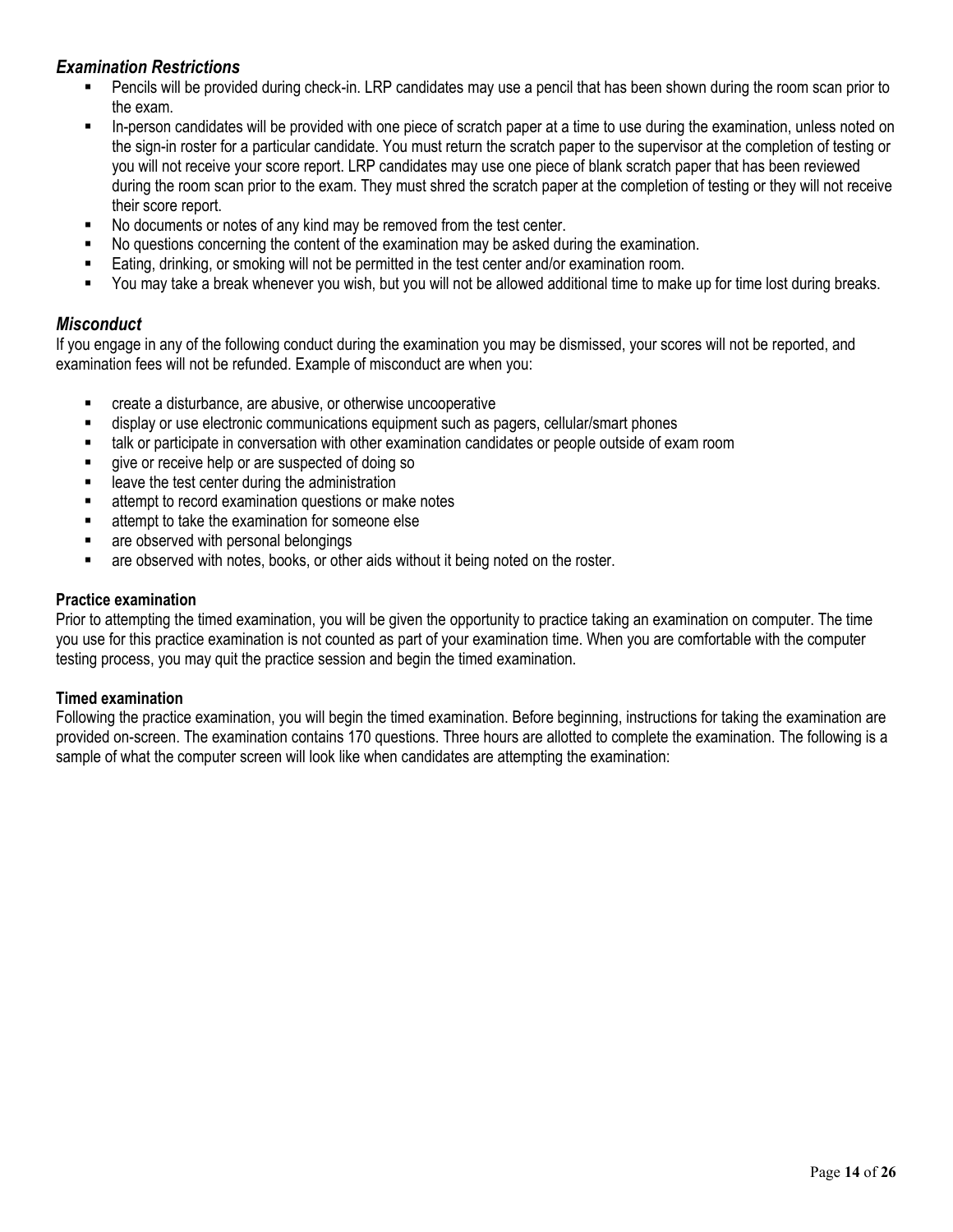### *Examination Restrictions*

- Pencils will be provided during check-in. LRP candidates may use a pencil that has been shown during the room scan prior to the exam.
- In-person candidates will be provided with one piece of scratch paper at a time to use during the examination, unless noted on the sign-in roster for a particular candidate. You must return the scratch paper to the supervisor at the completion of testing or you will not receive your score report. LRP candidates may use one piece of blank scratch paper that has been reviewed during the room scan prior to the exam. They must shred the scratch paper at the completion of testing or they will not receive their score report.
- No documents or notes of any kind may be removed from the test center.
- No questions concerning the content of the examination may be asked during the examination.
- Eating, drinking, or smoking will not be permitted in the test center and/or examination room.
- You may take a break whenever you wish, but you will not be allowed additional time to make up for time lost during breaks.

### *Misconduct*

If you engage in any of the following conduct during the examination you may be dismissed, your scores will not be reported, and examination fees will not be refunded. Example of misconduct are when you:

- create a disturbance, are abusive, or otherwise uncooperative
- display or use electronic communications equipment such as pagers, cellular/smart phones
- talk or participate in conversation with other examination candidates or people outside of exam room
- give or receive help or are suspected of doing so
- leave the test center during the administration
- attempt to record examination questions or make notes
- attempt to take the examination for someone else
- are observed with personal belongings
- are observed with notes, books, or other aids without it being noted on the roster.

**Practice examination**

Prior to attempting the timed examination, you will be given the opportunity to practice taking an examination on computer. The time you use for this practice examination is not counted as part of your examination time. When you are comfortable with the computer testing process, you may quit the practice session and begin the timed examination.

**Timed examination**

Following the practice examination, you will begin the timed examination. Before beginning, instructions for taking the examination are provided on-screen. The examination contains 170 questions. Three hours are allotted to complete the examination. The following is a sample of what the computer screen will look like when candidates are attempting the examination: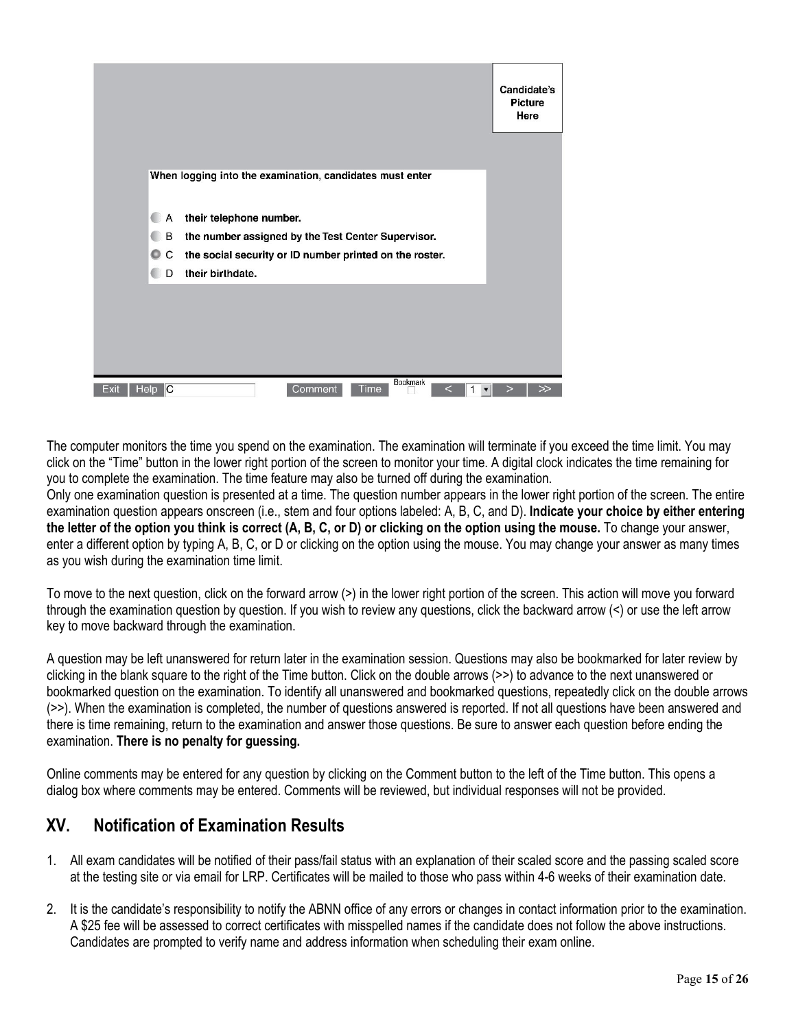Candidate's Picture Here

When logging into the examination, candidates must enter

- A their telephone number.
- B the number assigned by the Test Center Supervisor.
- C the social security or ID number printed on the roster.
- D their birthdate.

Exit | Help | C | Comment | Time | Bookmark | < | 1 | > | >>

The computer monitors the time you spend on the examination. The examination will terminate if you exceed the time limit. You may click on the "Time" button in the lower right portion of the screen to monitor your time. A digital clock indicates the time remaining for you to complete the examination. The time feature may also be turned off during the examination.
Only one examination question is presented at a time. The question number appears in the lower right portion of the screen. The entire examination question appears onscreen (i.e., stem and four options labeled: A, B, C, and D). **Indicate your choice by either entering the letter of the option you think is correct (A, B, C, or D) or clicking on the option using the mouse.** To change your answer, enter a different option by typing A, B, C, or D or clicking on the option using the mouse. You may change your answer as many times as you wish during the examination time limit.

To move to the next question, click on the forward arrow (>) in the lower right portion of the screen. This action will move you forward through the examination question by question. If you wish to review any questions, click the backward arrow (<) or use the left arrow key to move backward through the examination.

A question may be left unanswered for return later in the examination session. Questions may also be bookmarked for later review by clicking in the blank square to the right of the Time button. Click on the double arrows (>>) to advance to the next unanswered or bookmarked question on the examination. To identify all unanswered and bookmarked questions, repeatedly click on the double arrows (>>). When the examination is completed, the number of questions answered is reported. If not all questions have been answered and there is time remaining, return to the examination and answer those questions. Be sure to answer each question before ending the examination. **There is no penalty for guessing.**

Online comments may be entered for any question by clicking on the Comment button to the left of the Time button. This opens a dialog box where comments may be entered. Comments will be reviewed, but individual responses will not be provided.

## XV. Notification of Examination Results

1. All exam candidates will be notified of their pass/fail status with an explanation of their scaled score and the passing scaled score at the testing site or via email for LRP. Certificates will be mailed to those who pass within 4-6 weeks of their examination date.

2. It is the candidate's responsibility to notify the ABNN office of any errors or changes in contact information prior to the examination. A $25 fee will be assessed to correct certificates with misspelled names if the candidate does not follow the above instructions. Candidates are prompted to verify name and address information when scheduling their exam online.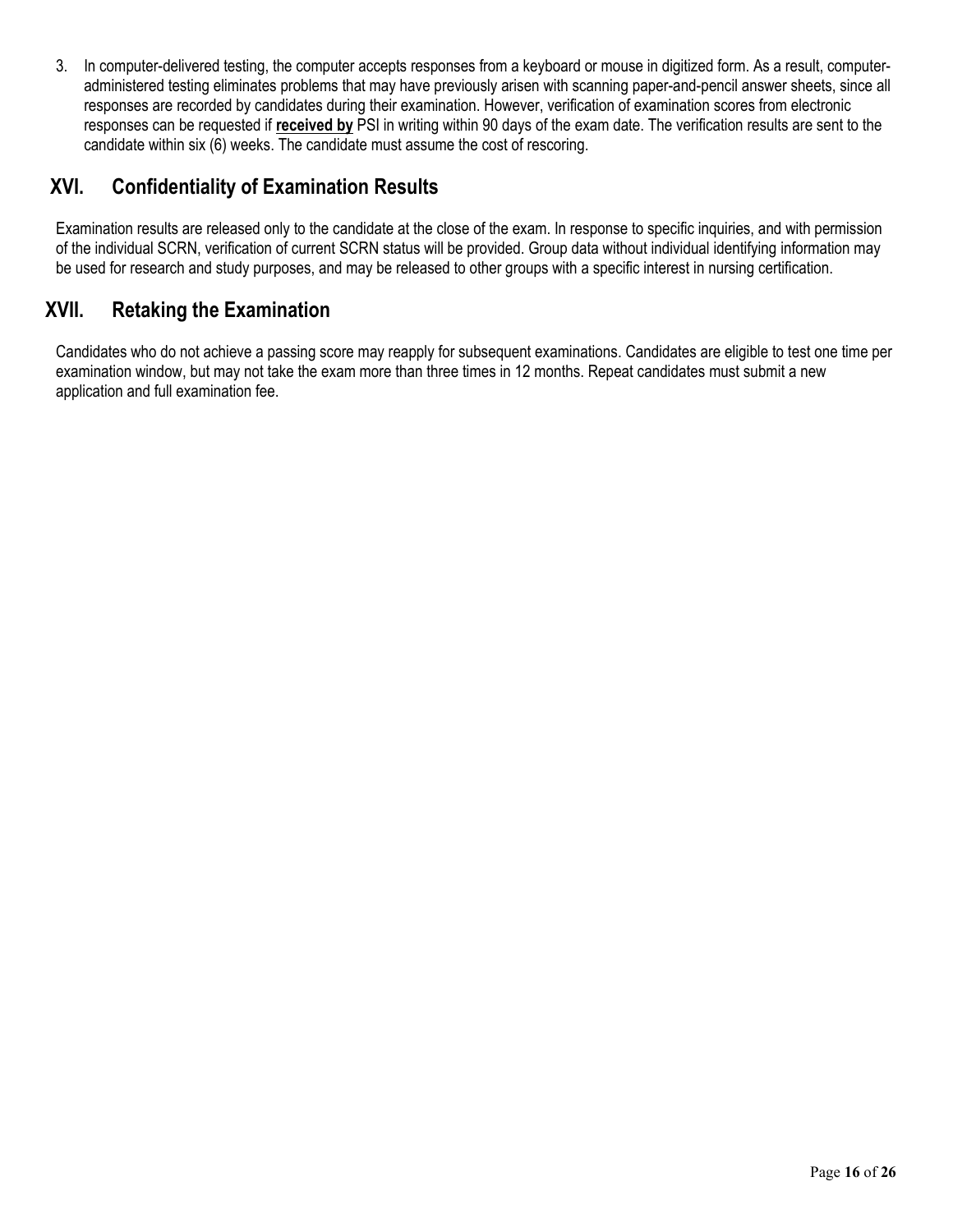3. In computer-delivered testing, the computer accepts responses from a keyboard or mouse in digitized form. As a result, computer-administered testing eliminates problems that may have previously arisen with scanning paper-and-pencil answer sheets, since all responses are recorded by candidates during their examination. However, verification of examination scores from electronic responses can be requested if **received by** PSI in writing within 90 days of the exam date. The verification results are sent to the candidate within six (6) weeks. The candidate must assume the cost of rescoring.

## XVI. Confidentiality of Examination Results

Examination results are released only to the candidate at the close of the exam. In response to specific inquiries, and with permission of the individual SCRN, verification of current SCRN status will be provided. Group data without individual identifying information may be used for research and study purposes, and may be released to other groups with a specific interest in nursing certification.

## XVII. Retaking the Examination

Candidates who do not achieve a passing score may reapply for subsequent examinations. Candidates are eligible to test one time per examination window, but may not take the exam more than three times in 12 months. Repeat candidates must submit a new application and full examination fee.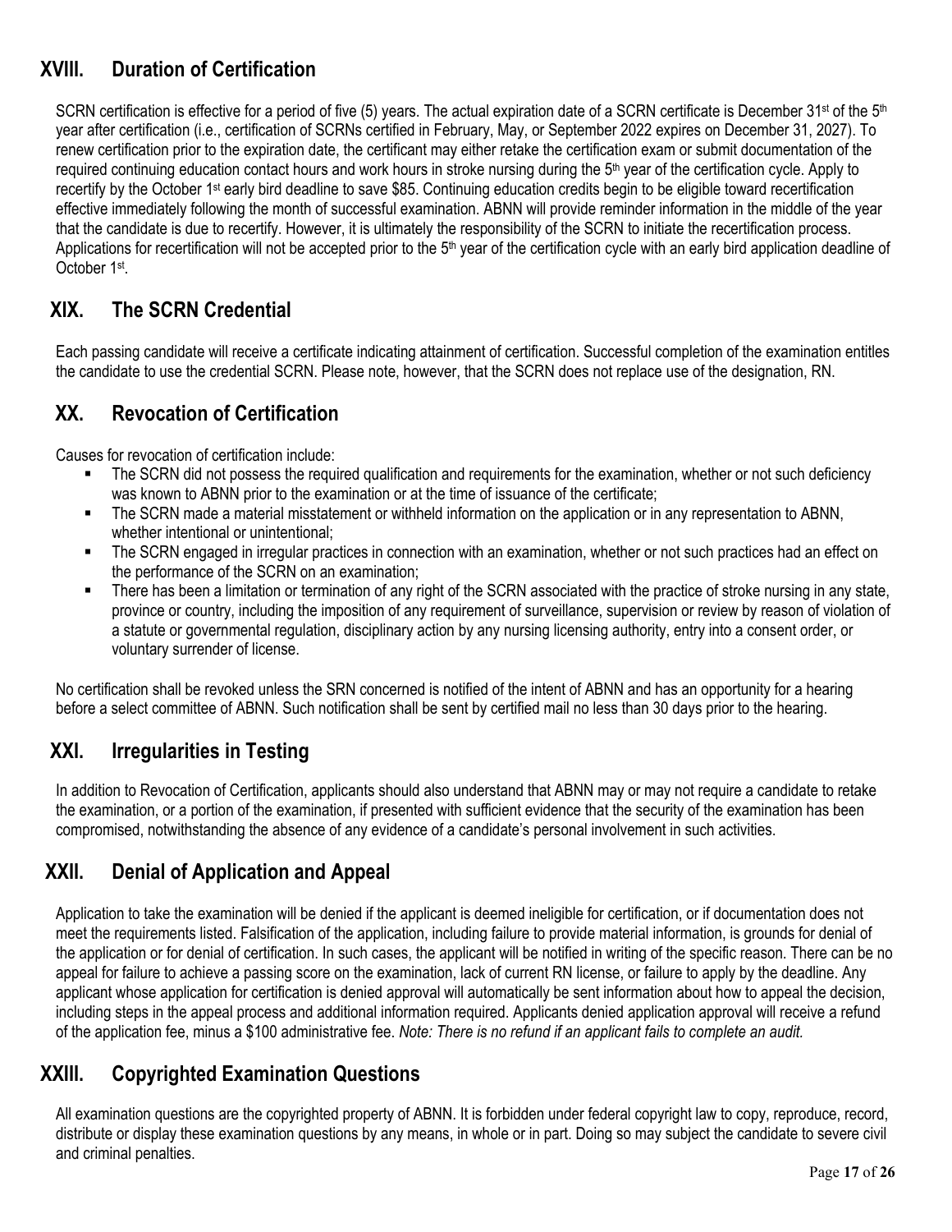## XVIII. Duration of Certification

SCRN certification is effective for a period of five (5) years. The actual expiration date of a SCRN certificate is December 31st of the 5th year after certification (i.e., certification of SCRNs certified in February, May, or September 2022 expires on December 31, 2027). To renew certification prior to the expiration date, the certificant may either retake the certification exam or submit documentation of the required continuing education contact hours and work hours in stroke nursing during the 5th year of the certification cycle. Apply to recertify by the October 1st early bird deadline to save $85. Continuing education credits begin to be eligible toward recertification effective immediately following the month of successful examination. ABNN will provide reminder information in the middle of the year that the candidate is due to recertify. However, it is ultimately the responsibility of the SCRN to initiate the recertification process. Applications for recertification will not be accepted prior to the 5th year of the certification cycle with an early bird application deadline of October 1st.

## XIX. The SCRN Credential

Each passing candidate will receive a certificate indicating attainment of certification. Successful completion of the examination entitles the candidate to use the credential SCRN. Please note, however, that the SCRN does not replace use of the designation, RN.

## XX. Revocation of Certification

Causes for revocation of certification include:

- The SCRN did not possess the required qualification and requirements for the examination, whether or not such deficiency was known to ABNN prior to the examination or at the time of issuance of the certificate;
- The SCRN made a material misstatement or withheld information on the application or in any representation to ABNN, whether intentional or unintentional;
- The SCRN engaged in irregular practices in connection with an examination, whether or not such practices had an effect on the performance of the SCRN on an examination;
- There has been a limitation or termination of any right of the SCRN associated with the practice of stroke nursing in any state, province or country, including the imposition of any requirement of surveillance, supervision or review by reason of violation of a statute or governmental regulation, disciplinary action by any nursing licensing authority, entry into a consent order, or voluntary surrender of license.

No certification shall be revoked unless the SRN concerned is notified of the intent of ABNN and has an opportunity for a hearing before a select committee of ABNN. Such notification shall be sent by certified mail no less than 30 days prior to the hearing.

## XXI. Irregularities in Testing

In addition to Revocation of Certification, applicants should also understand that ABNN may or may not require a candidate to retake the examination, or a portion of the examination, if presented with sufficient evidence that the security of the examination has been compromised, notwithstanding the absence of any evidence of a candidate's personal involvement in such activities.

## XXII. Denial of Application and Appeal

Application to take the examination will be denied if the applicant is deemed ineligible for certification, or if documentation does not meet the requirements listed. Falsification of the application, including failure to provide material information, is grounds for denial of the application or for denial of certification. In such cases, the applicant will be notified in writing of the specific reason. There can be no appeal for failure to achieve a passing score on the examination, lack of current RN license, or failure to apply by the deadline. Any applicant whose application for certification is denied approval will automatically be sent information about how to appeal the decision, including steps in the appeal process and additional information required. Applicants denied application approval will receive a refund of the application fee, minus a $100 administrative fee. *Note: There is no refund if an applicant fails to complete an audit.*

## XXIII. Copyrighted Examination Questions

All examination questions are the copyrighted property of ABNN. It is forbidden under federal copyright law to copy, reproduce, record, distribute or display these examination questions by any means, in whole or in part. Doing so may subject the candidate to severe civil and criminal penalties.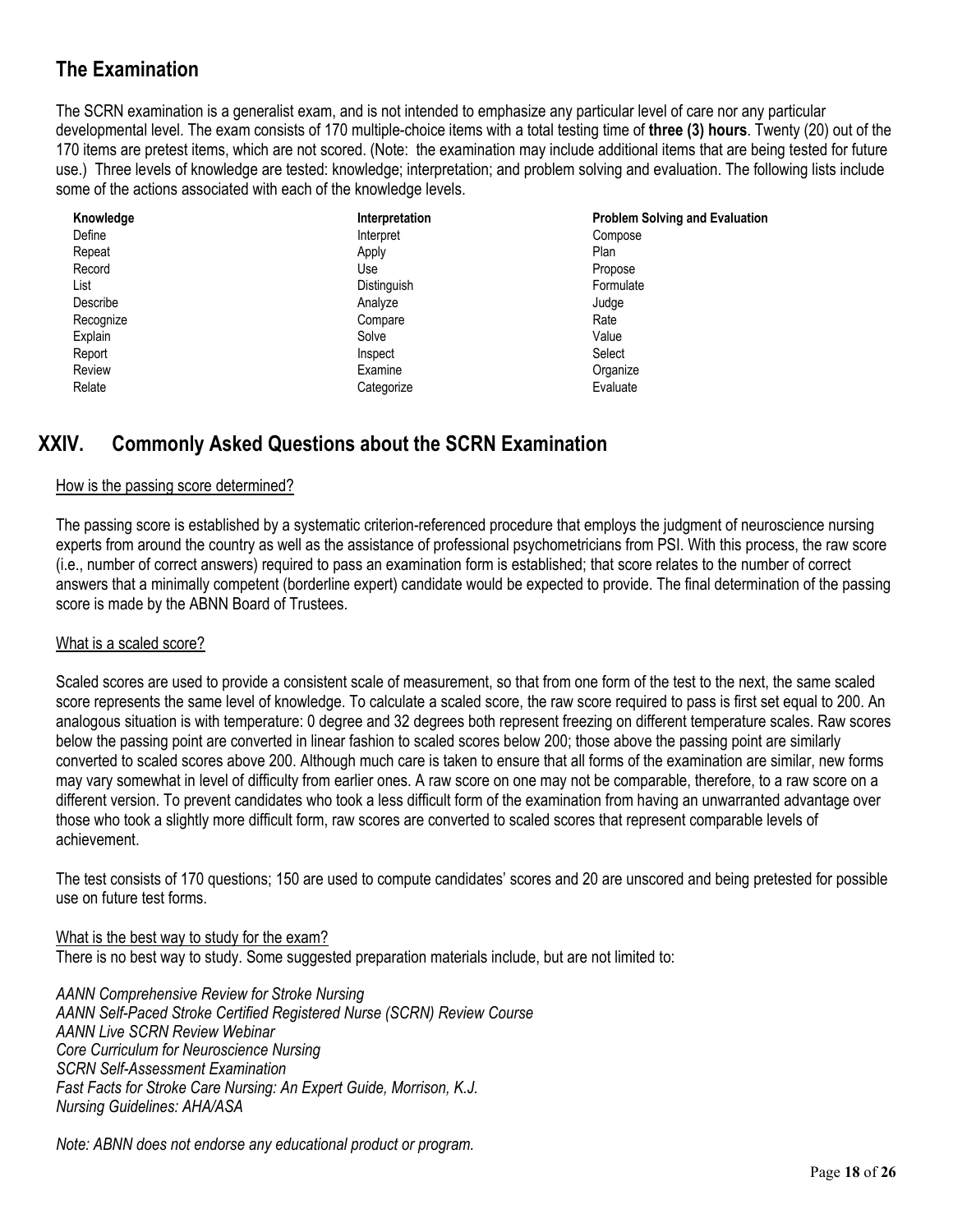## The Examination

The SCRN examination is a generalist exam, and is not intended to emphasize any particular level of care nor any particular developmental level. The exam consists of 170 multiple-choice items with a total testing time of **three (3) hours**. Twenty (20) out of the 170 items are pretest items, which are not scored. (Note: the examination may include additional items that are being tested for future use.) Three levels of knowledge are tested: knowledge; interpretation; and problem solving and evaluation. The following lists include some of the actions associated with each of the knowledge levels.

| Knowledge | Interpretation | Problem Solving and Evaluation |
|---|---|---|
| Define | Interpret | Compose |
| Repeat | Apply | Plan |
| Record | Use | Propose |
| List | Distinguish | Formulate |
| Describe | Analyze | Judge |
| Recognize | Compare | Rate |
| Explain | Solve | Value |
| Report | Inspect | Select |
| Review | Examine | Organize |
| Relate | Categorize | Evaluate |

# XXIV. Commonly Asked Questions about the SCRN Examination

How is the passing score determined?

The passing score is established by a systematic criterion-referenced procedure that employs the judgment of neuroscience nursing experts from around the country as well as the assistance of professional psychometricians from PSI. With this process, the raw score (i.e., number of correct answers) required to pass an examination form is established; that score relates to the number of correct answers that a minimally competent (borderline expert) candidate would be expected to provide. The final determination of the passing score is made by the ABNN Board of Trustees.

What is a scaled score?

Scaled scores are used to provide a consistent scale of measurement, so that from one form of the test to the next, the same scaled score represents the same level of knowledge. To calculate a scaled score, the raw score required to pass is first set equal to 200. An analogous situation is with temperature: 0 degree and 32 degrees both represent freezing on different temperature scales. Raw scores below the passing point are converted in linear fashion to scaled scores below 200; those above the passing point are similarly converted to scaled scores above 200. Although much care is taken to ensure that all forms of the examination are similar, new forms may vary somewhat in level of difficulty from earlier ones. A raw score on one may not be comparable, therefore, to a raw score on a different version. To prevent candidates who took a less difficult form of the examination from having an unwarranted advantage over those who took a slightly more difficult form, raw scores are converted to scaled scores that represent comparable levels of achievement.

The test consists of 170 questions; 150 are used to compute candidates' scores and 20 are unscored and being pretested for possible use on future test forms.

What is the best way to study for the exam?

There is no best way to study. Some suggested preparation materials include, but are not limited to:

*AANN Comprehensive Review for Stroke Nursing*
*AANN Self-Paced Stroke Certified Registered Nurse (SCRN) Review Course*
*AANN Live SCRN Review Webinar*
*Core Curriculum for Neuroscience Nursing*
*SCRN Self-Assessment Examination*
*Fast Facts for Stroke Care Nursing: An Expert Guide, Morrison, K.J.*
*Nursing Guidelines: AHA/ASA*

*Note: ABNN does not endorse any educational product or program.*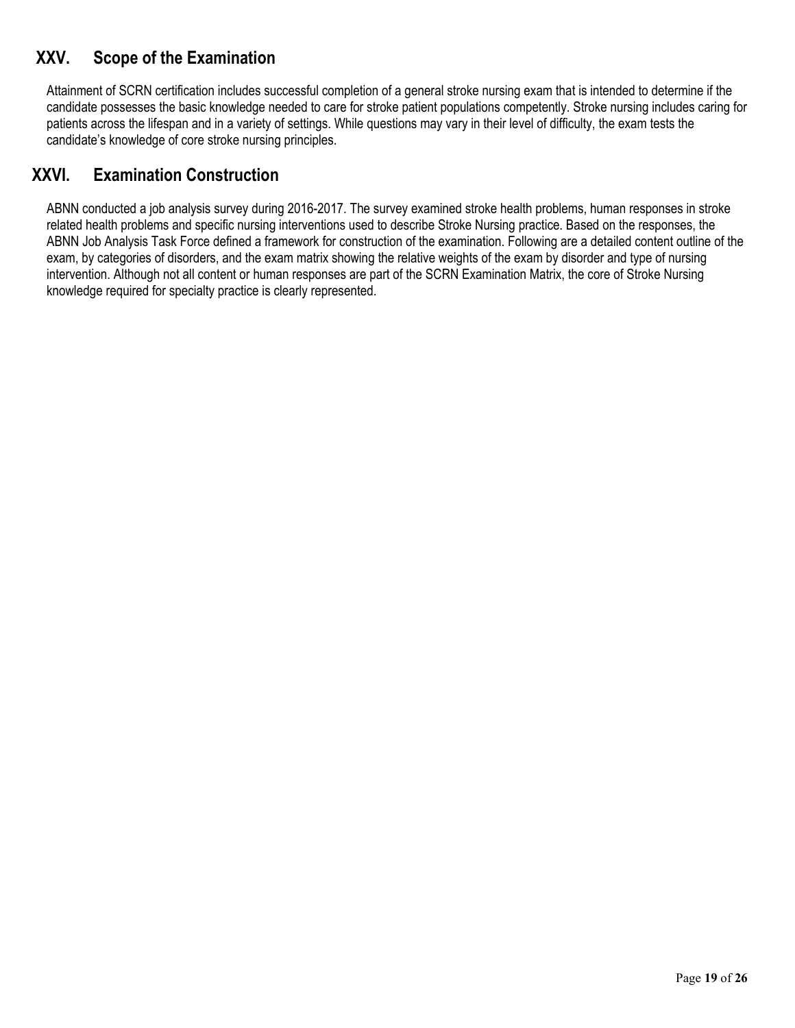## XXV. Scope of the Examination

Attainment of SCRN certification includes successful completion of a general stroke nursing exam that is intended to determine if the candidate possesses the basic knowledge needed to care for stroke patient populations competently. Stroke nursing includes caring for patients across the lifespan and in a variety of settings. While questions may vary in their level of difficulty, the exam tests the candidate's knowledge of core stroke nursing principles.

## XXVI. Examination Construction

ABNN conducted a job analysis survey during 2016-2017. The survey examined stroke health problems, human responses in stroke related health problems and specific nursing interventions used to describe Stroke Nursing practice. Based on the responses, the ABNN Job Analysis Task Force defined a framework for construction of the examination. Following are a detailed content outline of the exam, by categories of disorders, and the exam matrix showing the relative weights of the exam by disorder and type of nursing intervention. Although not all content or human responses are part of the SCRN Examination Matrix, the core of Stroke Nursing knowledge required for specialty practice is clearly represented.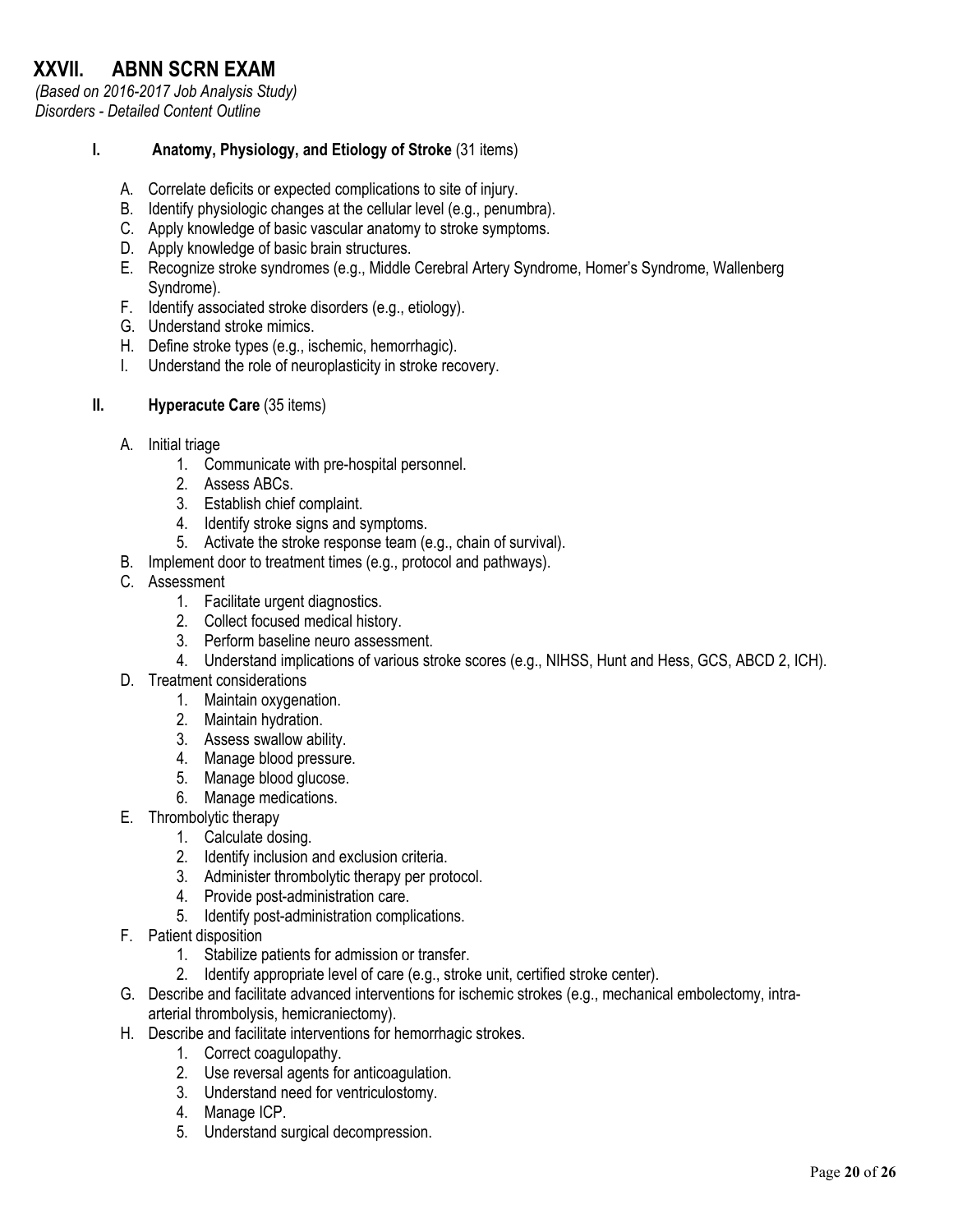# XXVII. ABNN SCRN EXAM

*(Based on 2016-2017 Job Analysis Study)*
*Disorders - Detailed Content Outline*

## I. Anatomy, Physiology, and Etiology of Stroke (31 items)

A. Correlate deficits or expected complications to site of injury.
B. Identify physiologic changes at the cellular level (e.g., penumbra).
C. Apply knowledge of basic vascular anatomy to stroke symptoms.
D. Apply knowledge of basic brain structures.
E. Recognize stroke syndromes (e.g., Middle Cerebral Artery Syndrome, Homer's Syndrome, Wallenberg Syndrome).
F. Identify associated stroke disorders (e.g., etiology).
G. Understand stroke mimics.
H. Define stroke types (e.g., ischemic, hemorrhagic).
I. Understand the role of neuroplasticity in stroke recovery.

## II. Hyperacute Care (35 items)

A. Initial triage
   1. Communicate with pre-hospital personnel.
   2. Assess ABCs.
   3. Establish chief complaint.
   4. Identify stroke signs and symptoms.
   5. Activate the stroke response team (e.g., chain of survival).

B. Implement door to treatment times (e.g., protocol and pathways).

C. Assessment
   1. Facilitate urgent diagnostics.
   2. Collect focused medical history.
   3. Perform baseline neuro assessment.
   4. Understand implications of various stroke scores (e.g., NIHSS, Hunt and Hess, GCS, ABCD 2, ICH).

D. Treatment considerations
   1. Maintain oxygenation.
   2. Maintain hydration.
   3. Assess swallow ability.
   4. Manage blood pressure.
   5. Manage blood glucose.
   6. Manage medications.

E. Thrombolytic therapy
   1. Calculate dosing.
   2. Identify inclusion and exclusion criteria.
   3. Administer thrombolytic therapy per protocol.
   4. Provide post-administration care.
   5. Identify post-administration complications.

F. Patient disposition
   1. Stabilize patients for admission or transfer.
   2. Identify appropriate level of care (e.g., stroke unit, certified stroke center).

G. Describe and facilitate advanced interventions for ischemic strokes (e.g., mechanical embolectomy, intra-arterial thrombolysis, hemicraniectomy).

H. Describe and facilitate interventions for hemorrhagic strokes.
   1. Correct coagulopathy.
   2. Use reversal agents for anticoagulation.
   3. Understand need for ventriculostomy.
   4. Manage ICP.
   5. Understand surgical decompression.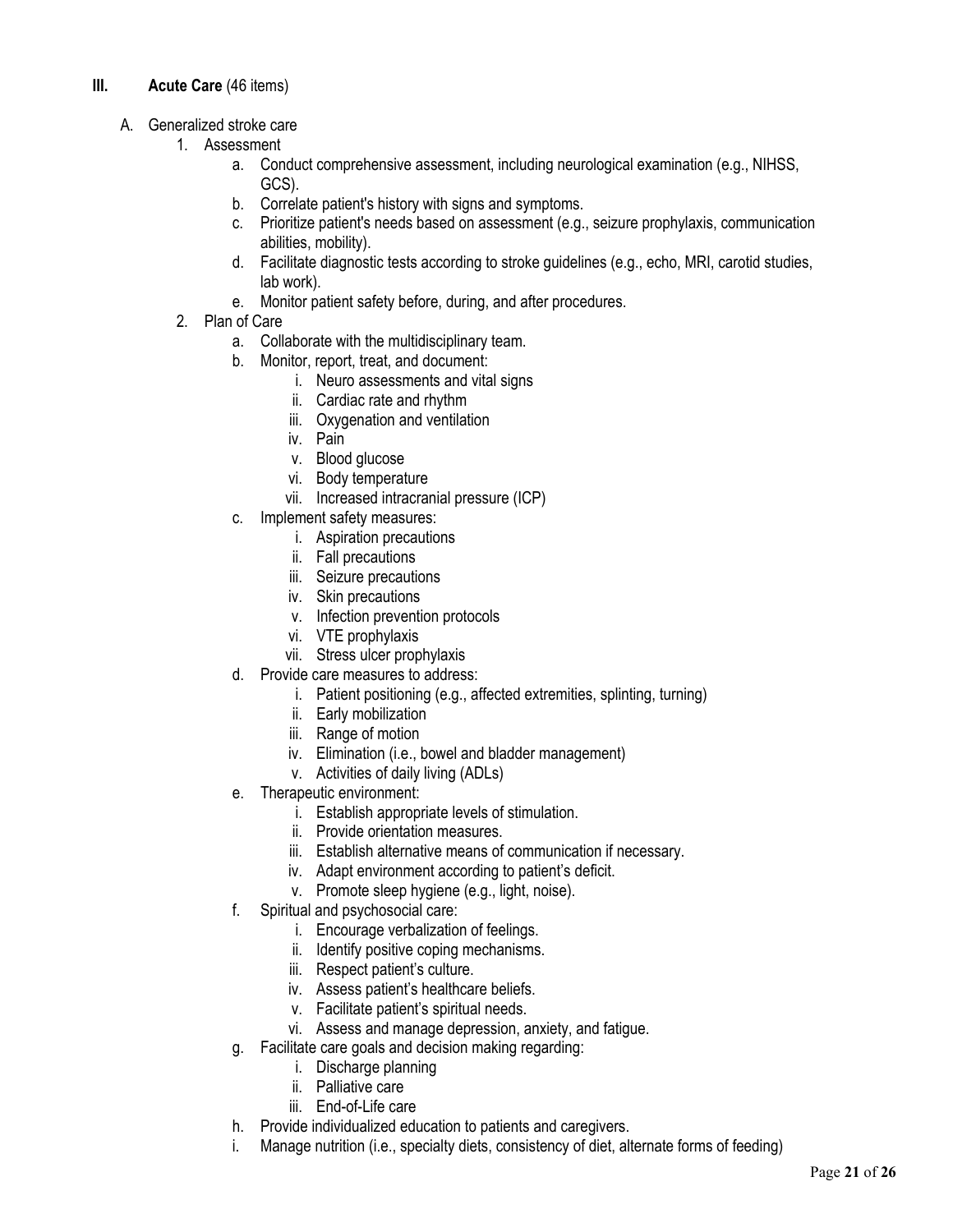## III. Acute Care (46 items)

A. Generalized stroke care

1. Assessment
    a. Conduct comprehensive assessment, including neurological examination (e.g., NIHSS, GCS).
    b. Correlate patient's history with signs and symptoms.
    c. Prioritize patient's needs based on assessment (e.g., seizure prophylaxis, communication abilities, mobility).
    d. Facilitate diagnostic tests according to stroke guidelines (e.g., echo, MRI, carotid studies, lab work).
    e. Monitor patient safety before, during, and after procedures.
2. Plan of Care
    a. Collaborate with the multidisciplinary team.
    b. Monitor, report, treat, and document:
        i. Neuro assessments and vital signs
        ii. Cardiac rate and rhythm
        iii. Oxygenation and ventilation
        iv. Pain
        v. Blood glucose
        vi. Body temperature
        vii. Increased intracranial pressure (ICP)
    c. Implement safety measures:
        i. Aspiration precautions
        ii. Fall precautions
        iii. Seizure precautions
        iv. Skin precautions
        v. Infection prevention protocols
        vi. VTE prophylaxis
        vii. Stress ulcer prophylaxis
    d. Provide care measures to address:
        i. Patient positioning (e.g., affected extremities, splinting, turning)
        ii. Early mobilization
        iii. Range of motion
        iv. Elimination (i.e., bowel and bladder management)
        v. Activities of daily living (ADLs)
    e. Therapeutic environment:
        i. Establish appropriate levels of stimulation.
        ii. Provide orientation measures.
        iii. Establish alternative means of communication if necessary.
        iv. Adapt environment according to patient's deficit.
        v. Promote sleep hygiene (e.g., light, noise).
    f. Spiritual and psychosocial care:
        i. Encourage verbalization of feelings.
        ii. Identify positive coping mechanisms.
        iii. Respect patient's culture.
        iv. Assess patient's healthcare beliefs.
        v. Facilitate patient's spiritual needs.
        vi. Assess and manage depression, anxiety, and fatigue.
    g. Facilitate care goals and decision making regarding:
        i. Discharge planning
        ii. Palliative care
        iii. End-of-Life care
    h. Provide individualized education to patients and caregivers.
    i. Manage nutrition (i.e., specialty diets, consistency of diet, alternate forms of feeding)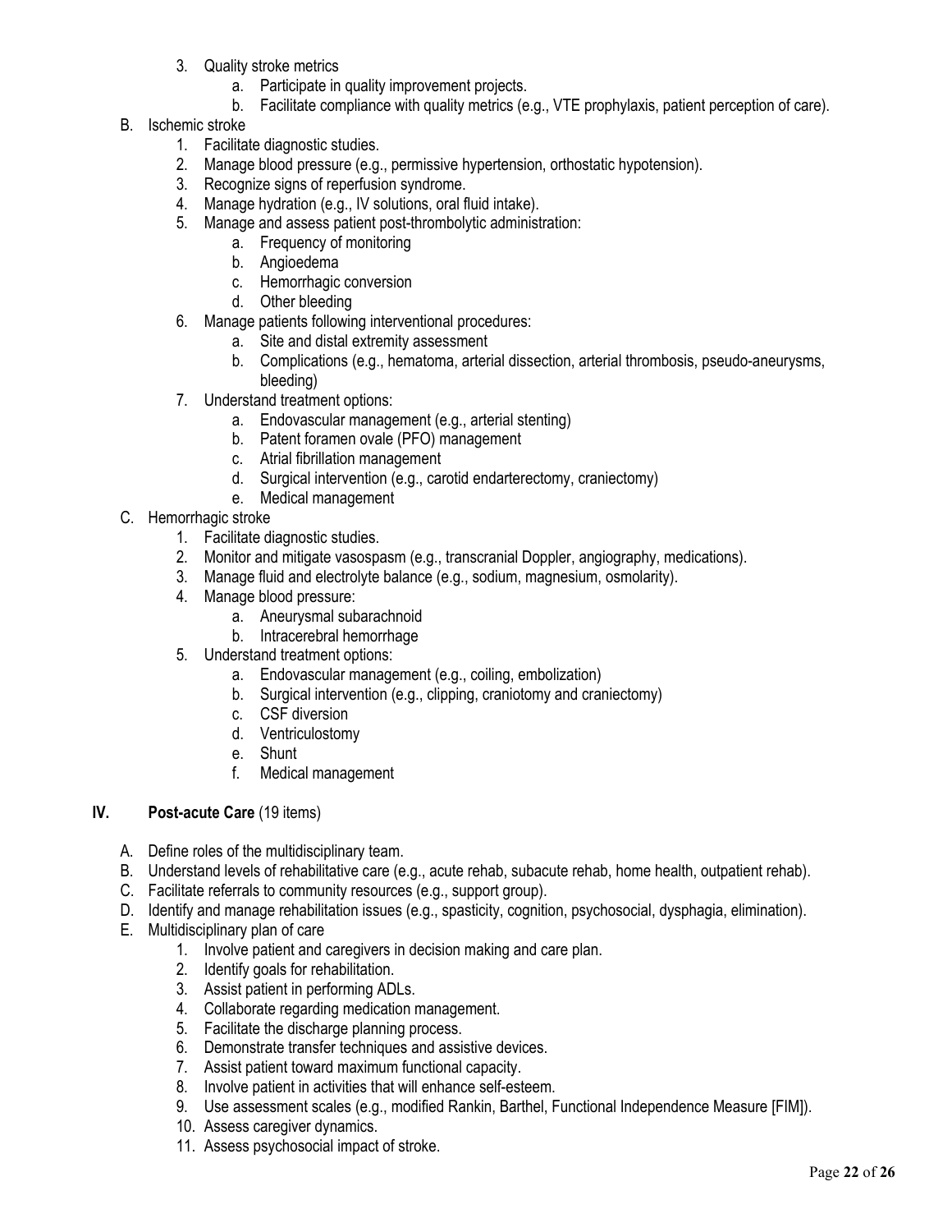3. Quality stroke metrics
    a. Participate in quality improvement projects.
    b. Facilitate compliance with quality metrics (e.g., VTE prophylaxis, patient perception of care).

B. Ischemic stroke
1. Facilitate diagnostic studies.
2. Manage blood pressure (e.g., permissive hypertension, orthostatic hypotension).
3. Recognize signs of reperfusion syndrome.
4. Manage hydration (e.g., IV solutions, oral fluid intake).
5. Manage and assess patient post-thrombolytic administration:
    a. Frequency of monitoring
    b. Angioedema
    c. Hemorrhagic conversion
    d. Other bleeding
6. Manage patients following interventional procedures:
    a. Site and distal extremity assessment
    b. Complications (e.g., hematoma, arterial dissection, arterial thrombosis, pseudo-aneurysms, bleeding)
7. Understand treatment options:
    a. Endovascular management (e.g., arterial stenting)
    b. Patent foramen ovale (PFO) management
    c. Atrial fibrillation management
    d. Surgical intervention (e.g., carotid endarterectomy, craniectomy)
    e. Medical management

C. Hemorrhagic stroke
1. Facilitate diagnostic studies.
2. Monitor and mitigate vasospasm (e.g., transcranial Doppler, angiography, medications).
3. Manage fluid and electrolyte balance (e.g., sodium, magnesium, osmolarity).
4. Manage blood pressure:
    a. Aneurysmal subarachnoid
    b. Intracerebral hemorrhage
5. Understand treatment options:
    a. Endovascular management (e.g., coiling, embolization)
    b. Surgical intervention (e.g., clipping, craniotomy and craniectomy)
    c. CSF diversion
    d. Ventriculostomy
    e. Shunt
    f. Medical management

## IV. **Post-acute Care** (19 items)

A. Define roles of the multidisciplinary team.

B. Understand levels of rehabilitative care (e.g., acute rehab, subacute rehab, home health, outpatient rehab).

C. Facilitate referrals to community resources (e.g., support group).

D. Identify and manage rehabilitation issues (e.g., spasticity, cognition, psychosocial, dysphagia, elimination).

E. Multidisciplinary plan of care
1. Involve patient and caregivers in decision making and care plan.
2. Identify goals for rehabilitation.
3. Assist patient in performing ADLs.
4. Collaborate regarding medication management.
5. Facilitate the discharge planning process.
6. Demonstrate transfer techniques and assistive devices.
7. Assist patient toward maximum functional capacity.
8. Involve patient in activities that will enhance self-esteem.
9. Use assessment scales (e.g., modified Rankin, Barthel, Functional Independence Measure [FIM]).
10. Assess caregiver dynamics.
11. Assess psychosocial impact of stroke.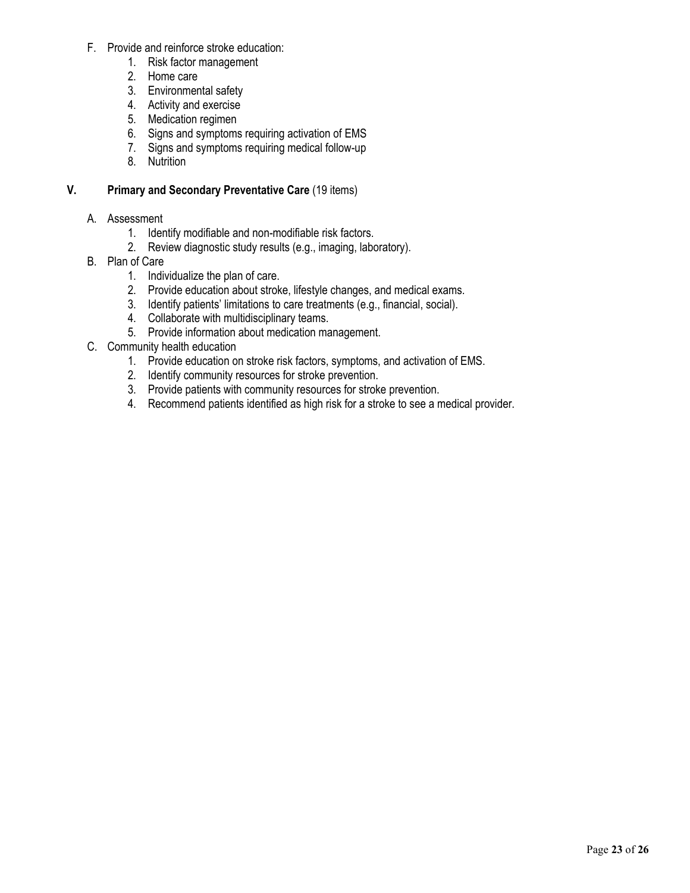F. Provide and reinforce stroke education:
   1. Risk factor management
   2. Home care
   3. Environmental safety
   4. Activity and exercise
   5. Medication regimen
   6. Signs and symptoms requiring activation of EMS
   7. Signs and symptoms requiring medical follow-up
   8. Nutrition

## V. **Primary and Secondary Preventative Care** (19 items)

A. Assessment
   1. Identify modifiable and non-modifiable risk factors.
   2. Review diagnostic study results (e.g., imaging, laboratory).

B. Plan of Care
   1. Individualize the plan of care.
   2. Provide education about stroke, lifestyle changes, and medical exams.
   3. Identify patients' limitations to care treatments (e.g., financial, social).
   4. Collaborate with multidisciplinary teams.
   5. Provide information about medication management.

C. Community health education
   1. Provide education on stroke risk factors, symptoms, and activation of EMS.
   2. Identify community resources for stroke prevention.
   3. Provide patients with community resources for stroke prevention.
   4. Recommend patients identified as high risk for a stroke to see a medical provider.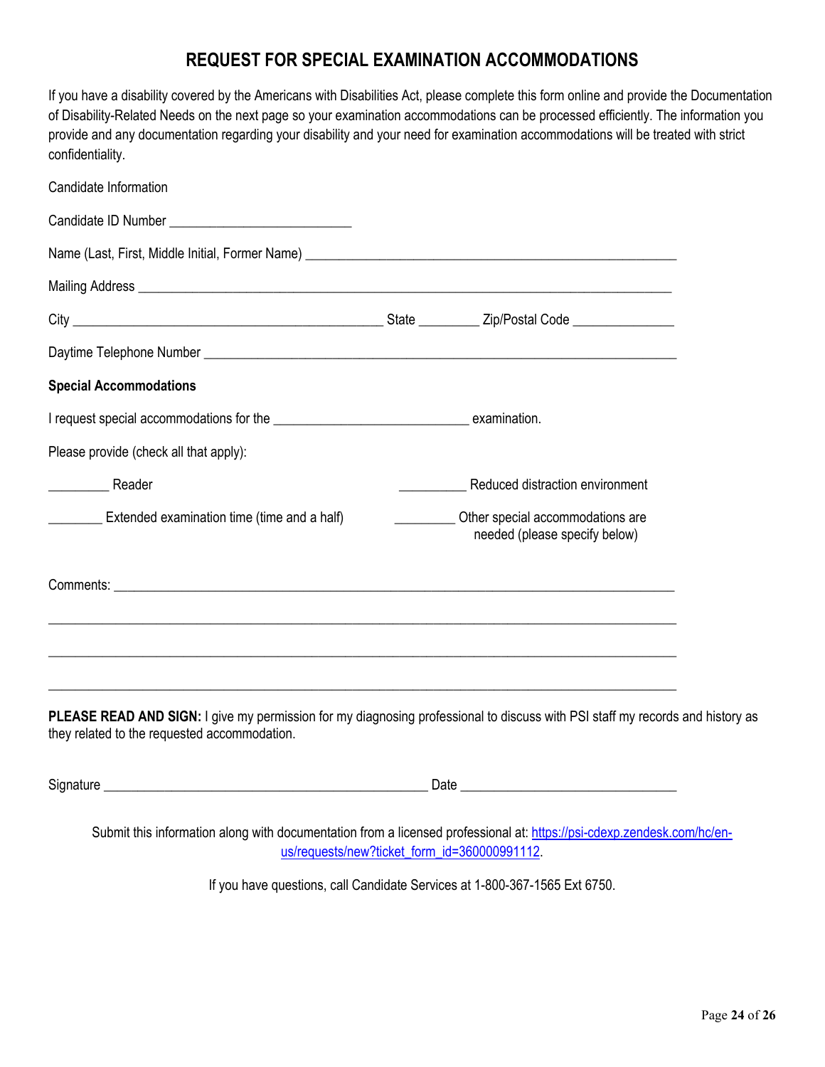# REQUEST FOR SPECIAL EXAMINATION ACCOMMODATIONS

If you have a disability covered by the Americans with Disabilities Act, please complete this form online and provide the Documentation of Disability-Related Needs on the next page so your examination accommodations can be processed efficiently. The information you provide and any documentation regarding your disability and your need for examination accommodations will be treated with strict confidentiality.

Candidate Information

Candidate ID Number ___________________________

Name (Last, First, Middle Initial, Former Name) _______________________________________________________

Mailing Address ___________________________________________________________________________________

City _____________________________________________ State _________ Zip/Postal Code _______________

Daytime Telephone Number __________________________________________________________________

**Special Accommodations**

I request special accommodations for the ____________________________ examination.

Please provide (check all that apply):

_________ Reader

__________ Reduced distraction environment

________ Extended examination time (time and a half)

_________ Other special accommodations are needed (please specify below)

Comments: ________________________________________________________________________________

__________________________________________________________________________________________

__________________________________________________________________________________________

__________________________________________________________________________________________

**PLEASE READ AND SIGN:** I give my permission for my diagnosing professional to discuss with PSI staff my records and history as they related to the requested accommodation.

Signature _______________________________________________ Date ________________________________

Submit this information along with documentation from a licensed professional at: https://psi-cdexp.zendesk.com/hc/en-us/requests/new?ticket_form_id=360000991112.

If you have questions, call Candidate Services at 1-800-367-1565 Ext 6750.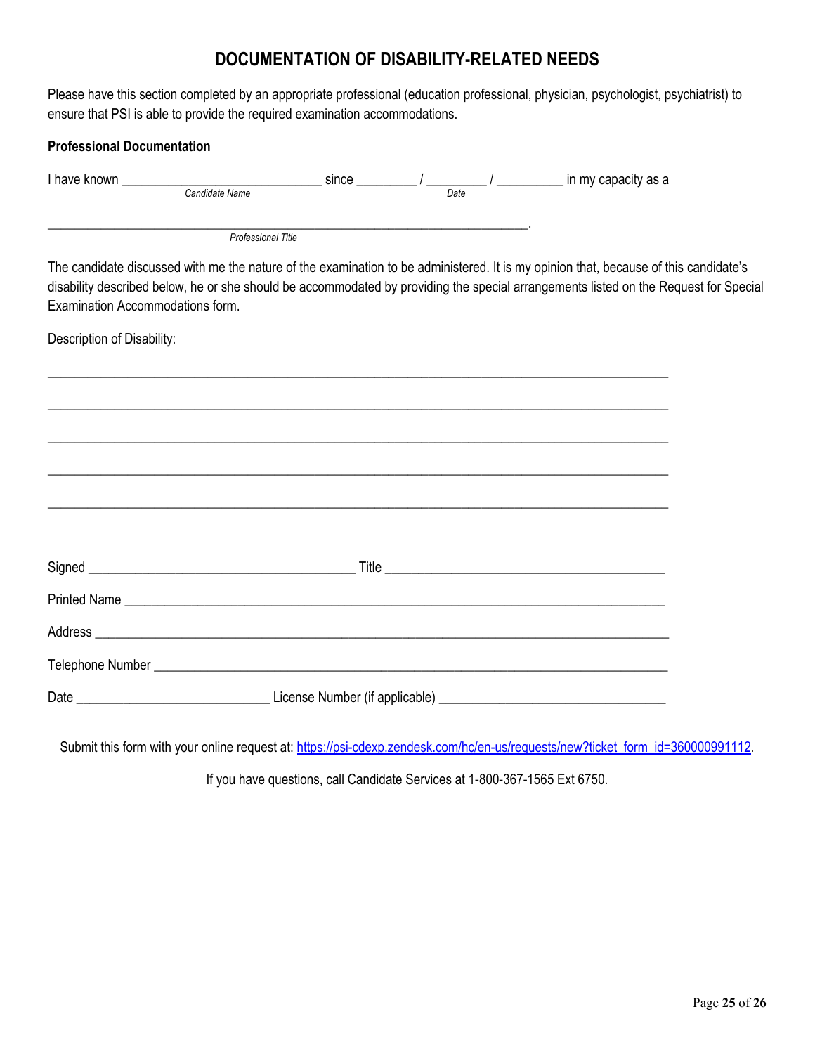# DOCUMENTATION OF DISABILITY-RELATED NEEDS

Please have this section completed by an appropriate professional (education professional, physician, psychologist, psychiatrist) to ensure that PSI is able to provide the required examination accommodations.

**Professional Documentation**

I have known ______________________________ since _________ / _________ / __________ in my capacity as a
*Candidate Name* *Date*

________________________________________________________________________.
*Professional Title*

The candidate discussed with me the nature of the examination to be administered. It is my opinion that, because of this candidate's disability described below, he or she should be accommodated by providing the special arrangements listed on the Request for Special Examination Accommodations form.

Description of Disability:

_____________________________________________________________________________________________

_____________________________________________________________________________________________

_____________________________________________________________________________________________

_____________________________________________________________________________________________

_____________________________________________________________________________________________

Signed ________________________________________ Title __________________________________________

Printed Name ____________________________________________________________________________

Address _______________________________________________________________________________

Telephone Number _______________________________________________________________________

Date ____________________________ License Number (if applicable) _________________________________

Submit this form with your online request at: https://psi-cdexp.zendesk.com/hc/en-us/requests/new?ticket_form_id=360000991112.

If you have questions, call Candidate Services at 1-800-367-1565 Ext 6750.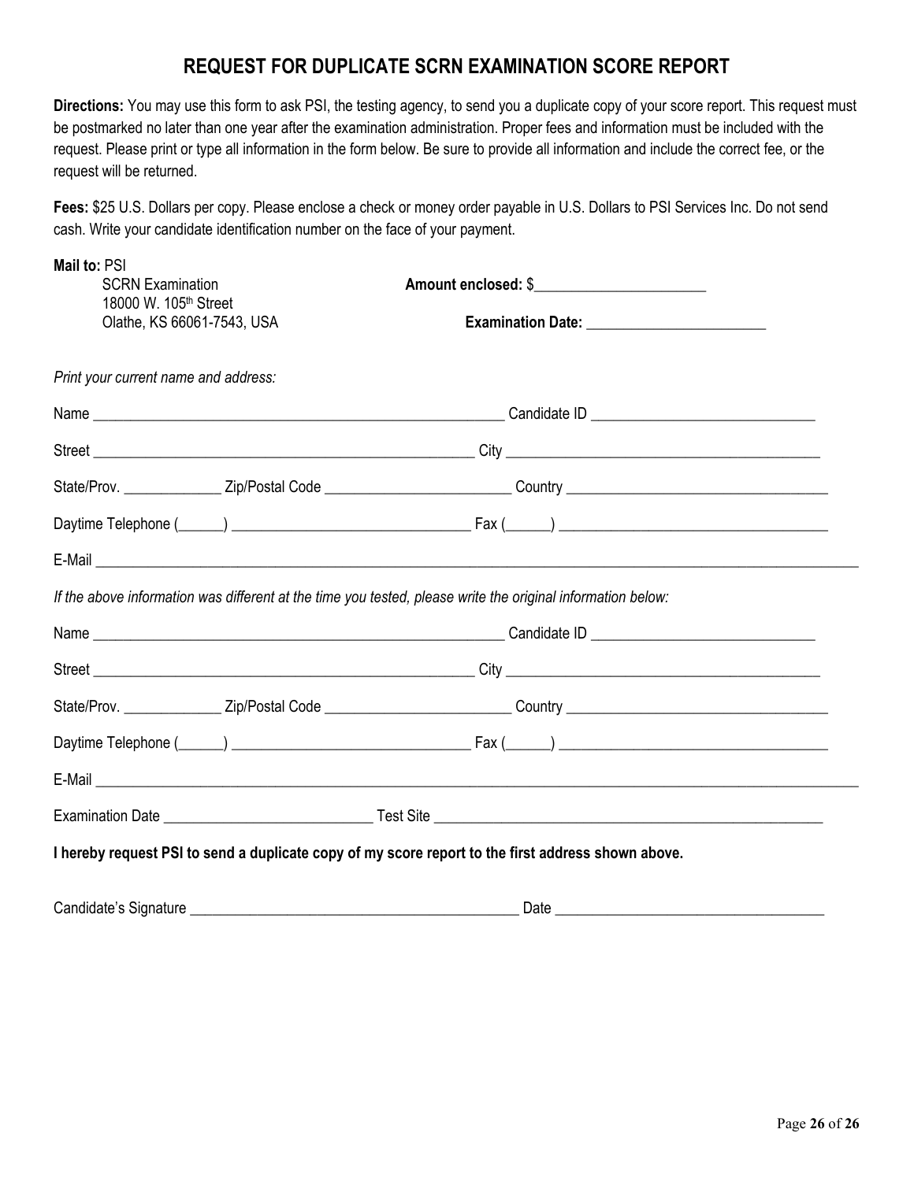# REQUEST FOR DUPLICATE SCRN EXAMINATION SCORE REPORT

**Directions:** You may use this form to ask PSI, the testing agency, to send you a duplicate copy of your score report. This request must be postmarked no later than one year after the examination administration. Proper fees and information must be included with the request. Please print or type all information in the form below. Be sure to provide all information and include the correct fee, or the request will be returned.

**Fees:** $25 U.S. Dollars per copy. Please enclose a check or money order payable in U.S. Dollars to PSI Services Inc. Do not send cash. Write your candidate identification number on the face of your payment.

**Mail to:** PSI
SCRN Examination
18000 W. 105th Street
Olathe, KS 66061-7543, USA

**Amount enclosed:** $______________________

**Examination Date:** ________________________

*Print your current name and address:*

Name ________________________________________________________ Candidate ID ______________________________

Street ____________________________________________________ City ___________________________________________

State/Prov. _____________ Zip/Postal Code ________________________ Country __________________________________

Daytime Telephone (______) ________________________________ Fax (______) ____________________________________

E-Mail ______________________________________________________________________________________________

*If the above information was different at the time you tested, please write the original information below:*

Name ________________________________________________________ Candidate ID ______________________________

Street ____________________________________________________ City ___________________________________________

State/Prov. _____________ Zip/Postal Code ________________________ Country __________________________________

Daytime Telephone (______) ________________________________ Fax (______) ____________________________________

E-Mail ______________________________________________________________________________________________

Examination Date ___________________________ Test Site ___________________________________________________

**I hereby request PSI to send a duplicate copy of my score report to the first address shown above.**

Candidate's Signature ____________________________________________ Date ____________________________________